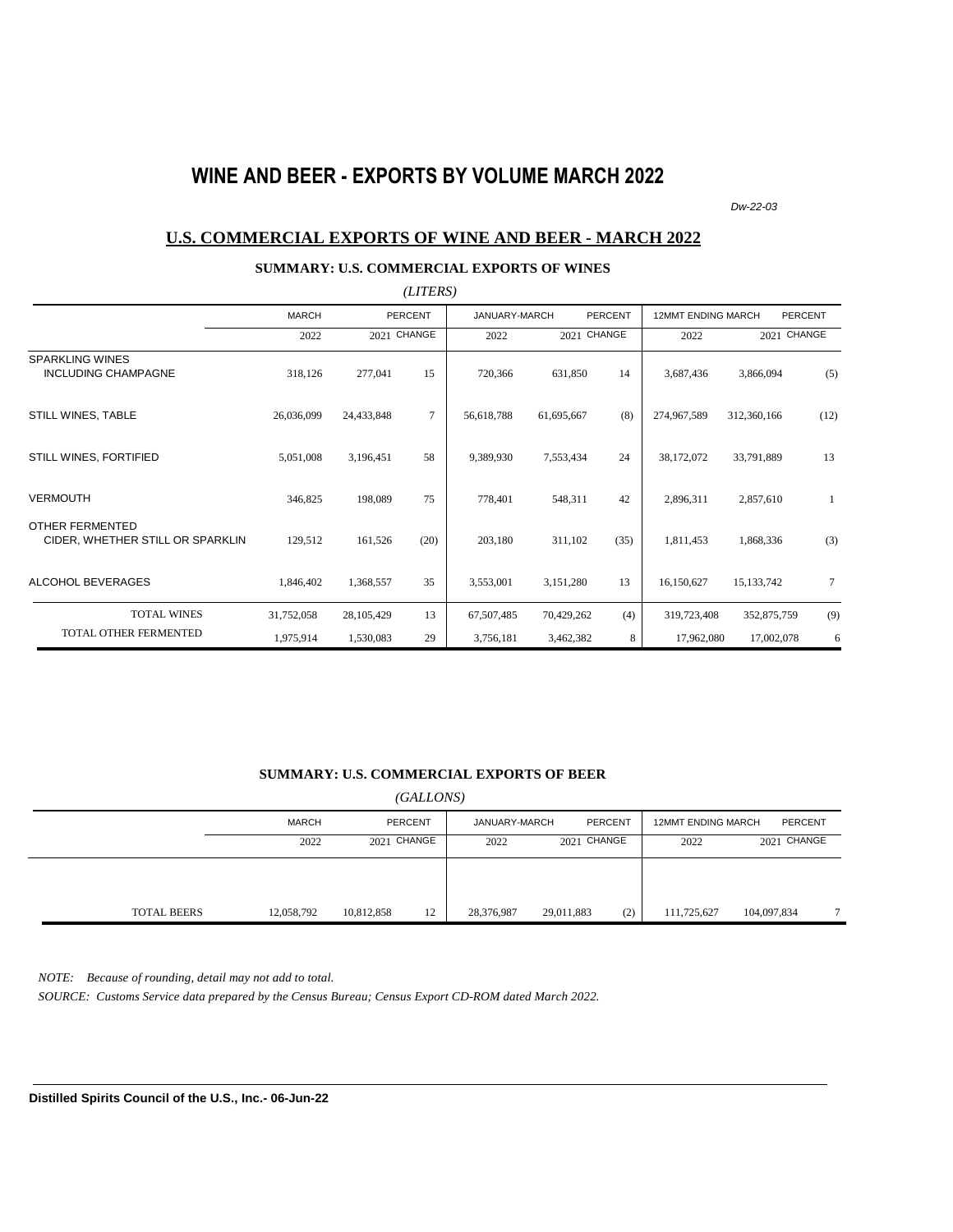# WINE AND BEER - EXPORTS BY VOLUME MARCH 2022

*Dw-22-03*

## U.S. COMMERCIAL EXPORTS OF WINE AND BEER - MARCH 2022

### SUMMARY: U.S. COMMERCIAL EXPORTS OF WINES

*(LITERS)*

| | MARCH | | PERCENT | JANUARY-MARCH | | PERCENT | 12MMT ENDING MARCH | | PERCENT |
|---|---|---|---|---|---|---|---|---|---|
| | 2022 | 2021 | CHANGE | 2022 | 2021 | CHANGE | 2022 | 2021 | CHANGE |
| SPARKLING WINES INCLUDING CHAMPAGNE | 318,126 | 277,041 | 15 | 720,366 | 631,850 | 14 | 3,687,436 | 3,866,094 | (5) |
| STILL WINES, TABLE | 26,036,099 | 24,433,848 | 7 | 56,618,788 | 61,695,667 | (8) | 274,967,589 | 312,360,166 | (12) |
| STILL WINES, FORTIFIED | 5,051,008 | 3,196,451 | 58 | 9,389,930 | 7,553,434 | 24 | 38,172,072 | 33,791,889 | 13 |
| VERMOUTH | 346,825 | 198,089 | 75 | 778,401 | 548,311 | 42 | 2,896,311 | 2,857,610 | 1 |
| OTHER FERMENTED CIDER, WHETHER STILL OR SPARKLIN | 129,512 | 161,526 | (20) | 203,180 | 311,102 | (35) | 1,811,453 | 1,868,336 | (3) |
| ALCOHOL BEVERAGES | 1,846,402 | 1,368,557 | 35 | 3,553,001 | 3,151,280 | 13 | 16,150,627 | 15,133,742 | 7 |
| TOTAL WINES | 31,752,058 | 28,105,429 | 13 | 67,507,485 | 70,429,262 | (4) | 319,723,408 | 352,875,759 | (9) |
| TOTAL OTHER FERMENTED | 1,975,914 | 1,530,083 | 29 | 3,756,181 | 3,462,382 | 8 | 17,962,080 | 17,002,078 | 6 |

### SUMMARY: U.S. COMMERCIAL EXPORTS OF BEER

*(GALLONS)*

| | MARCH | | PERCENT | JANUARY-MARCH | | PERCENT | 12MMT ENDING MARCH | | PERCENT |
|---|---|---|---|---|---|---|---|---|---|
| | 2022 | 2021 | CHANGE | 2022 | 2021 | CHANGE | 2022 | 2021 | CHANGE |
| TOTAL BEERS | 12,058,792 | 10,812,858 | 12 | 28,376,987 | 29,011,883 | (2) | 111,725,627 | 104,097,834 | 7 |

*NOTE: Because of rounding, detail may not add to total.*

*SOURCE: Customs Service data prepared by the Census Bureau; Census Export CD-ROM dated March 2022.*

**Distilled Spirits Council of the U.S., Inc.- 06-Jun-22**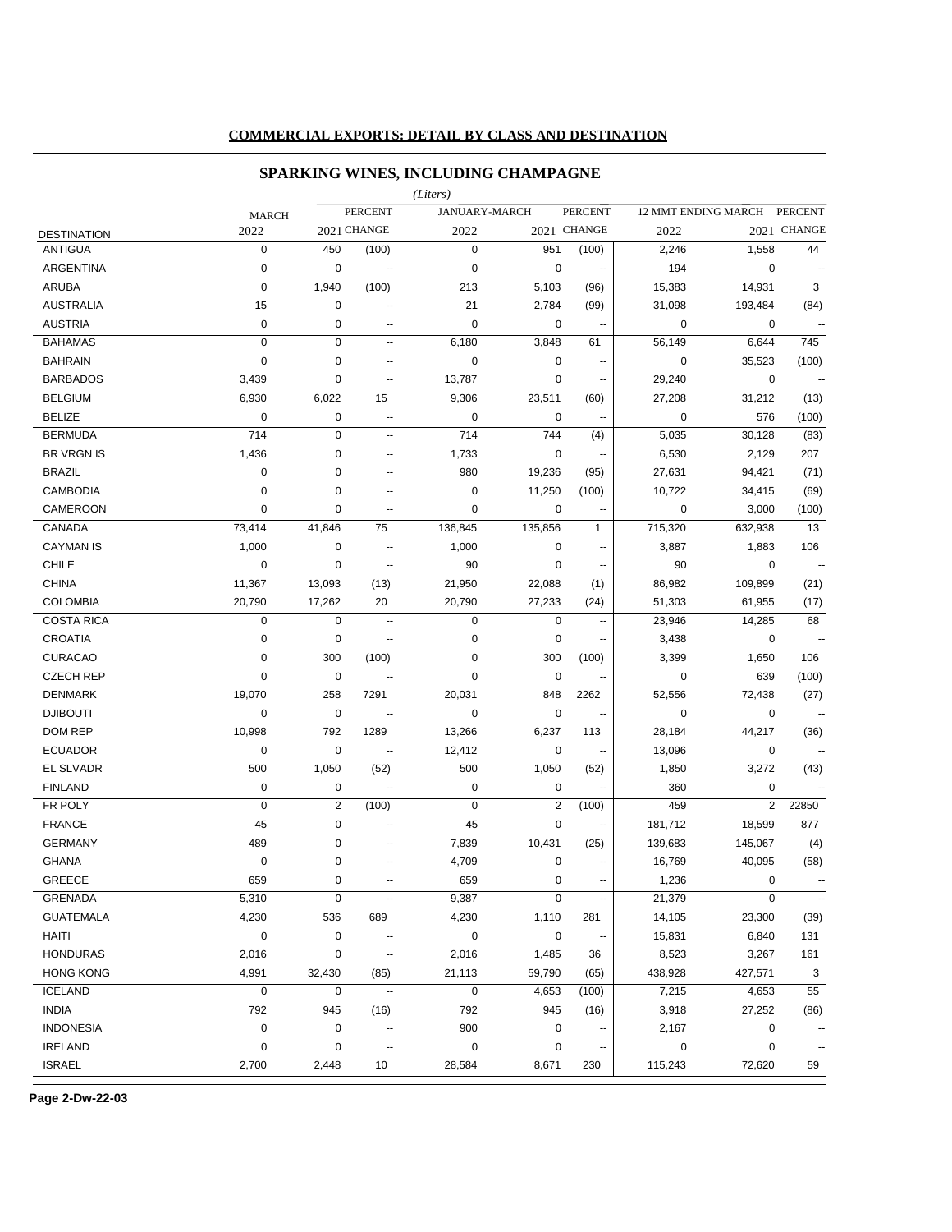## COMMERCIAL EXPORTS: DETAIL BY CLASS AND DESTINATION

### SPARKING WINES, INCLUDING CHAMPAGNE

*(Liters)*

| DESTINATION | MARCH 2022 | MARCH 2021 | PERCENT CHANGE | JANUARY-MARCH 2022 | JANUARY-MARCH 2021 | PERCENT CHANGE | 12 MMT ENDING MARCH 2022 | 12 MMT ENDING MARCH 2021 | PERCENT CHANGE |
|---|---|---|---|---|---|---|---|---|---|
| ANTIGUA | 0 | 450 | (100) | 0 | 951 | (100) | 2,246 | 1,558 | 44 |
| ARGENTINA | 0 | 0 | -- | 0 | 0 | -- | 194 | 0 | -- |
| ARUBA | 0 | 1,940 | (100) | 213 | 5,103 | (96) | 15,383 | 14,931 | 3 |
| AUSTRALIA | 15 | 0 | -- | 21 | 2,784 | (99) | 31,098 | 193,484 | (84) |
| AUSTRIA | 0 | 0 | -- | 0 | 0 | -- | 0 | 0 | -- |
| BAHAMAS | 0 | 0 | -- | 6,180 | 3,848 | 61 | 56,149 | 6,644 | 745 |
| BAHRAIN | 0 | 0 | -- | 0 | 0 | -- | 0 | 35,523 | (100) |
| BARBADOS | 3,439 | 0 | -- | 13,787 | 0 | -- | 29,240 | 0 | -- |
| BELGIUM | 6,930 | 6,022 | 15 | 9,306 | 23,511 | (60) | 27,208 | 31,212 | (13) |
| BELIZE | 0 | 0 | -- | 0 | 0 | -- | 0 | 576 | (100) |
| BERMUDA | 714 | 0 | -- | 714 | 744 | (4) | 5,035 | 30,128 | (83) |
| BR VRGN IS | 1,436 | 0 | -- | 1,733 | 0 | -- | 6,530 | 2,129 | 207 |
| BRAZIL | 0 | 0 | -- | 980 | 19,236 | (95) | 27,631 | 94,421 | (71) |
| CAMBODIA | 0 | 0 | -- | 0 | 11,250 | (100) | 10,722 | 34,415 | (69) |
| CAMEROON | 0 | 0 | -- | 0 | 0 | -- | 0 | 3,000 | (100) |
| CANADA | 73,414 | 41,846 | 75 | 136,845 | 135,856 | 1 | 715,320 | 632,938 | 13 |
| CAYMAN IS | 1,000 | 0 | -- | 1,000 | 0 | -- | 3,887 | 1,883 | 106 |
| CHILE | 0 | 0 | -- | 90 | 0 | -- | 90 | 0 | -- |
| CHINA | 11,367 | 13,093 | (13) | 21,950 | 22,088 | (1) | 86,982 | 109,899 | (21) |
| COLOMBIA | 20,790 | 17,262 | 20 | 20,790 | 27,233 | (24) | 51,303 | 61,955 | (17) |
| COSTA RICA | 0 | 0 | -- | 0 | 0 | -- | 23,946 | 14,285 | 68 |
| CROATIA | 0 | 0 | -- | 0 | 0 | -- | 3,438 | 0 | -- |
| CURACAO | 0 | 300 | (100) | 0 | 300 | (100) | 3,399 | 1,650 | 106 |
| CZECH REP | 0 | 0 | -- | 0 | 0 | -- | 0 | 639 | (100) |
| DENMARK | 19,070 | 258 | 7291 | 20,031 | 848 | 2262 | 52,556 | 72,438 | (27) |
| DJIBOUTI | 0 | 0 | -- | 0 | 0 | -- | 0 | 0 | -- |
| DOM REP | 10,998 | 792 | 1289 | 13,266 | 6,237 | 113 | 28,184 | 44,217 | (36) |
| ECUADOR | 0 | 0 | -- | 12,412 | 0 | -- | 13,096 | 0 | -- |
| EL SLVADR | 500 | 1,050 | (52) | 500 | 1,050 | (52) | 1,850 | 3,272 | (43) |
| FINLAND | 0 | 0 | -- | 0 | 0 | -- | 360 | 0 | -- |
| FR POLY | 0 | 2 | (100) | 0 | 2 | (100) | 459 | 2 | 22850 |
| FRANCE | 45 | 0 | -- | 45 | 0 | -- | 181,712 | 18,599 | 877 |
| GERMANY | 489 | 0 | -- | 7,839 | 10,431 | (25) | 139,683 | 145,067 | (4) |
| GHANA | 0 | 0 | -- | 4,709 | 0 | -- | 16,769 | 40,095 | (58) |
| GREECE | 659 | 0 | -- | 659 | 0 | -- | 1,236 | 0 | -- |
| GRENADA | 5,310 | 0 | -- | 9,387 | 0 | -- | 21,379 | 0 | -- |
| GUATEMALA | 4,230 | 536 | 689 | 4,230 | 1,110 | 281 | 14,105 | 23,300 | (39) |
| HAITI | 0 | 0 | -- | 0 | 0 | -- | 15,831 | 6,840 | 131 |
| HONDURAS | 2,016 | 0 | -- | 2,016 | 1,485 | 36 | 8,523 | 3,267 | 161 |
| HONG KONG | 4,991 | 32,430 | (85) | 21,113 | 59,790 | (65) | 438,928 | 427,571 | 3 |
| ICELAND | 0 | 0 | -- | 0 | 4,653 | (100) | 7,215 | 4,653 | 55 |
| INDIA | 792 | 945 | (16) | 792 | 945 | (16) | 3,918 | 27,252 | (86) |
| INDONESIA | 0 | 0 | -- | 900 | 0 | -- | 2,167 | 0 | -- |
| IRELAND | 0 | 0 | -- | 0 | 0 | -- | 0 | 0 | -- |
| ISRAEL | 2,700 | 2,448 | 10 | 28,584 | 8,671 | 230 | 115,243 | 72,620 | 59 |

Page 2-Dw-22-03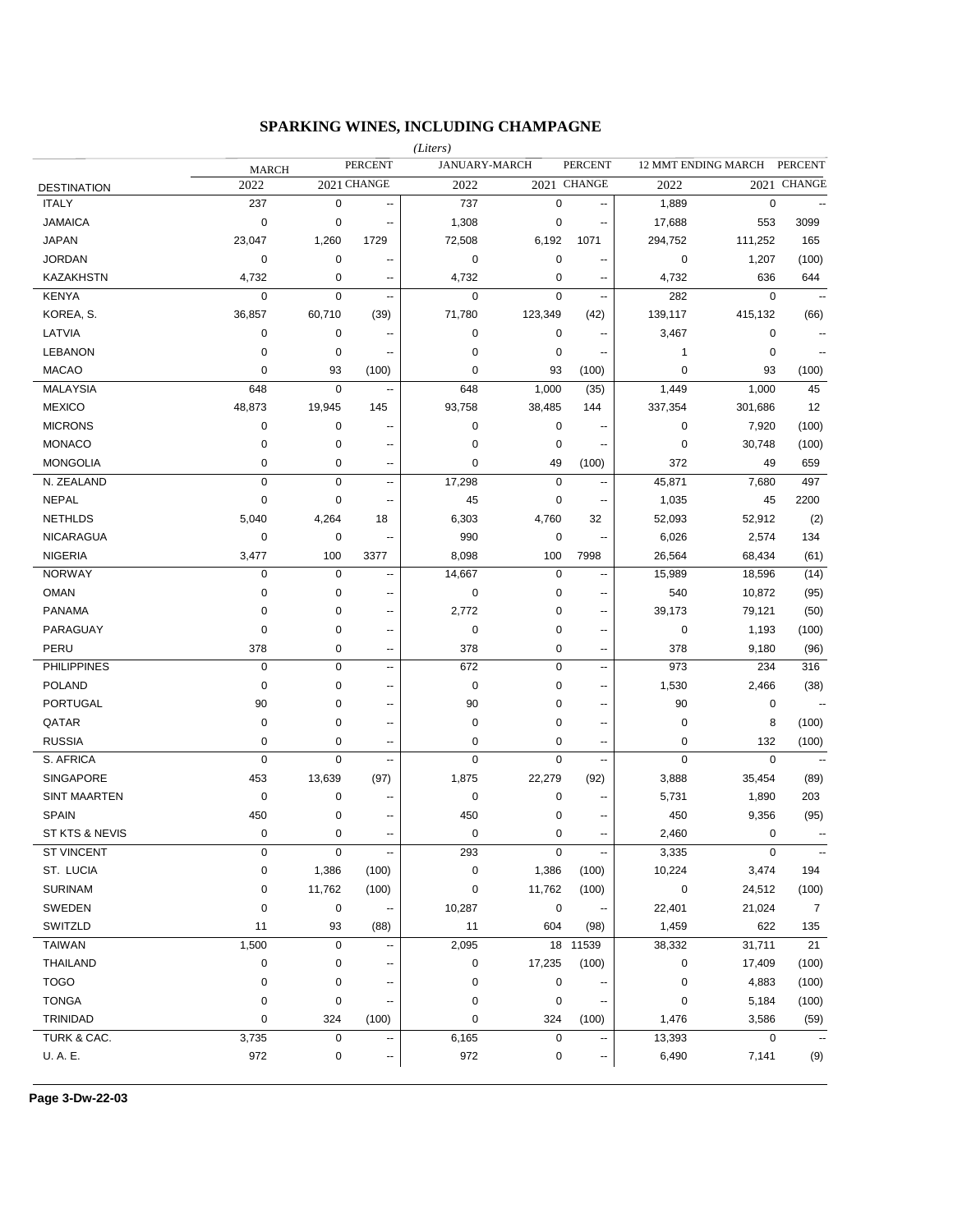## SPARKING WINES, INCLUDING CHAMPAGNE

*(Liters)*

| DESTINATION | MARCH 2022 | MARCH 2021 | PERCENT CHANGE | JANUARY-MARCH 2022 | JANUARY-MARCH 2021 | PERCENT CHANGE | 12 MMT ENDING MARCH 2022 | 12 MMT ENDING MARCH 2021 | PERCENT CHANGE |
|---|---|---|---|---|---|---|---|---|---|
| ITALY | 237 | 0 | -- | 737 | 0 | -- | 1,889 | 0 | -- |
| JAMAICA | 0 | 0 | -- | 1,308 | 0 | -- | 17,688 | 553 | 3099 |
| JAPAN | 23,047 | 1,260 | 1729 | 72,508 | 6,192 | 1071 | 294,752 | 111,252 | 165 |
| JORDAN | 0 | 0 | -- | 0 | 0 | -- | 0 | 1,207 | (100) |
| KAZAKHSTN | 4,732 | 0 | -- | 4,732 | 0 | -- | 4,732 | 636 | 644 |
| KENYA | 0 | 0 | -- | 0 | 0 | -- | 282 | 0 | -- |
| KOREA, S. | 36,857 | 60,710 | (39) | 71,780 | 123,349 | (42) | 139,117 | 415,132 | (66) |
| LATVIA | 0 | 0 | -- | 0 | 0 | -- | 3,467 | 0 | -- |
| LEBANON | 0 | 0 | -- | 0 | 0 | -- | 1 | 0 | -- |
| MACAO | 0 | 93 | (100) | 0 | 93 | (100) | 0 | 93 | (100) |
| MALAYSIA | 648 | 0 | -- | 648 | 1,000 | (35) | 1,449 | 1,000 | 45 |
| MEXICO | 48,873 | 19,945 | 145 | 93,758 | 38,485 | 144 | 337,354 | 301,686 | 12 |
| MICRONS | 0 | 0 | -- | 0 | 0 | -- | 0 | 7,920 | (100) |
| MONACO | 0 | 0 | -- | 0 | 0 | -- | 0 | 30,748 | (100) |
| MONGOLIA | 0 | 0 | -- | 0 | 49 | (100) | 372 | 49 | 659 |
| N. ZEALAND | 0 | 0 | -- | 17,298 | 0 | -- | 45,871 | 7,680 | 497 |
| NEPAL | 0 | 0 | -- | 45 | 0 | -- | 1,035 | 45 | 2200 |
| NETHLDS | 5,040 | 4,264 | 18 | 6,303 | 4,760 | 32 | 52,093 | 52,912 | (2) |
| NICARAGUA | 0 | 0 | -- | 990 | 0 | -- | 6,026 | 2,574 | 134 |
| NIGERIA | 3,477 | 100 | 3377 | 8,098 | 100 | 7998 | 26,564 | 68,434 | (61) |
| NORWAY | 0 | 0 | -- | 14,667 | 0 | -- | 15,989 | 18,596 | (14) |
| OMAN | 0 | 0 | -- | 0 | 0 | -- | 540 | 10,872 | (95) |
| PANAMA | 0 | 0 | -- | 2,772 | 0 | -- | 39,173 | 79,121 | (50) |
| PARAGUAY | 0 | 0 | -- | 0 | 0 | -- | 0 | 1,193 | (100) |
| PERU | 378 | 0 | -- | 378 | 0 | -- | 378 | 9,180 | (96) |
| PHILIPPINES | 0 | 0 | -- | 672 | 0 | -- | 973 | 234 | 316 |
| POLAND | 0 | 0 | -- | 0 | 0 | -- | 1,530 | 2,466 | (38) |
| PORTUGAL | 90 | 0 | -- | 90 | 0 | -- | 90 | 0 | -- |
| QATAR | 0 | 0 | -- | 0 | 0 | -- | 0 | 8 | (100) |
| RUSSIA | 0 | 0 | -- | 0 | 0 | -- | 0 | 132 | (100) |
| S. AFRICA | 0 | 0 | -- | 0 | 0 | -- | 0 | 0 | -- |
| SINGAPORE | 453 | 13,639 | (97) | 1,875 | 22,279 | (92) | 3,888 | 35,454 | (89) |
| SINT MAARTEN | 0 | 0 | -- | 0 | 0 | -- | 5,731 | 1,890 | 203 |
| SPAIN | 450 | 0 | -- | 450 | 0 | -- | 450 | 9,356 | (95) |
| ST KTS & NEVIS | 0 | 0 | -- | 0 | 0 | -- | 2,460 | 0 | -- |
| ST VINCENT | 0 | 0 | -- | 293 | 0 | -- | 3,335 | 0 | -- |
| ST. LUCIA | 0 | 1,386 | (100) | 0 | 1,386 | (100) | 10,224 | 3,474 | 194 |
| SURINAM | 0 | 11,762 | (100) | 0 | 11,762 | (100) | 0 | 24,512 | (100) |
| SWEDEN | 0 | 0 | -- | 10,287 | 0 | -- | 22,401 | 21,024 | 7 |
| SWITZLD | 11 | 93 | (88) | 11 | 604 | (98) | 1,459 | 622 | 135 |
| TAIWAN | 1,500 | 0 | -- | 2,095 | 18 | 11539 | 38,332 | 31,711 | 21 |
| THAILAND | 0 | 0 | -- | 0 | 17,235 | (100) | 0 | 17,409 | (100) |
| TOGO | 0 | 0 | -- | 0 | 0 | -- | 0 | 4,883 | (100) |
| TONGA | 0 | 0 | -- | 0 | 0 | -- | 0 | 5,184 | (100) |
| TRINIDAD | 0 | 324 | (100) | 0 | 324 | (100) | 1,476 | 3,586 | (59) |
| TURK & CAC. | 3,735 | 0 | -- | 6,165 | 0 | -- | 13,393 | 0 | -- |
| U. A. E. | 972 | 0 | -- | 972 | 0 | -- | 6,490 | 7,141 | (9) |

**Page 3-Dw-22-03**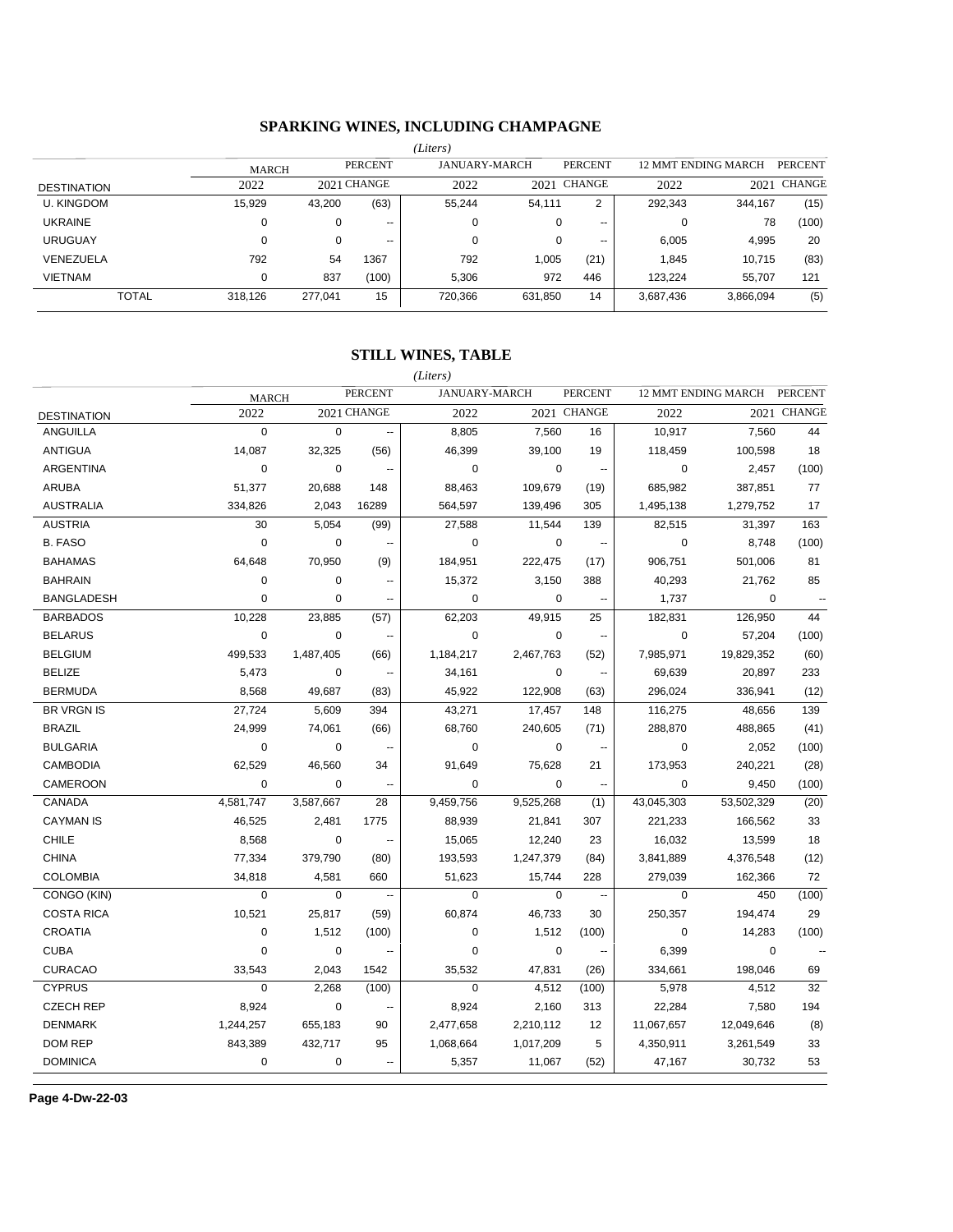## SPARKING WINES, INCLUDING CHAMPAGNE

*(Liters)*

| DESTINATION | MARCH 2022 | 2021 | PERCENT CHANGE | JANUARY-MARCH 2022 | 2021 | PERCENT CHANGE | 12 MMT ENDING MARCH 2022 | 2021 | PERCENT CHANGE |
|---|---|---|---|---|---|---|---|---|---|
| U. KINGDOM | 15,929 | 43,200 | (63) | 55,244 | 54,111 | 2 | 292,343 | 344,167 | (15) |
| UKRAINE | 0 | 0 | -- | 0 | 0 | -- | 0 | 78 | (100) |
| URUGUAY | 0 | 0 | -- | 0 | 0 | -- | 6,005 | 4,995 | 20 |
| VENEZUELA | 792 | 54 | 1367 | 792 | 1,005 | (21) | 1,845 | 10,715 | (83) |
| VIETNAM | 0 | 837 | (100) | 5,306 | 972 | 446 | 123,224 | 55,707 | 121 |
| TOTAL | 318,126 | 277,041 | 15 | 720,366 | 631,850 | 14 | 3,687,436 | 3,866,094 | (5) |

## STILL WINES, TABLE

*(Liters)*

| DESTINATION | MARCH 2022 | 2021 | PERCENT CHANGE | JANUARY-MARCH 2022 | 2021 | PERCENT CHANGE | 12 MMT ENDING MARCH 2022 | 2021 | PERCENT CHANGE |
|---|---|---|---|---|---|---|---|---|---|
| ANGUILLA | 0 | 0 | -- | 8,805 | 7,560 | 16 | 10,917 | 7,560 | 44 |
| ANTIGUA | 14,087 | 32,325 | (56) | 46,399 | 39,100 | 19 | 118,459 | 100,598 | 18 |
| ARGENTINA | 0 | 0 | -- | 0 | 0 | -- | 0 | 2,457 | (100) |
| ARUBA | 51,377 | 20,688 | 148 | 88,463 | 109,679 | (19) | 685,982 | 387,851 | 77 |
| AUSTRALIA | 334,826 | 2,043 | 16289 | 564,597 | 139,496 | 305 | 1,495,138 | 1,279,752 | 17 |
| AUSTRIA | 30 | 5,054 | (99) | 27,588 | 11,544 | 139 | 82,515 | 31,397 | 163 |
| B. FASO | 0 | 0 | -- | 0 | 0 | -- | 0 | 8,748 | (100) |
| BAHAMAS | 64,648 | 70,950 | (9) | 184,951 | 222,475 | (17) | 906,751 | 501,006 | 81 |
| BAHRAIN | 0 | 0 | -- | 15,372 | 3,150 | 388 | 40,293 | 21,762 | 85 |
| BANGLADESH | 0 | 0 | -- | 0 | 0 | -- | 1,737 | 0 | -- |
| BARBADOS | 10,228 | 23,885 | (57) | 62,203 | 49,915 | 25 | 182,831 | 126,950 | 44 |
| BELARUS | 0 | 0 | -- | 0 | 0 | -- | 0 | 57,204 | (100) |
| BELGIUM | 499,533 | 1,487,405 | (66) | 1,184,217 | 2,467,763 | (52) | 7,985,971 | 19,829,352 | (60) |
| BELIZE | 5,473 | 0 | -- | 34,161 | 0 | -- | 69,639 | 20,897 | 233 |
| BERMUDA | 8,568 | 49,687 | (83) | 45,922 | 122,908 | (63) | 296,024 | 336,941 | (12) |
| BR VRGN IS | 27,724 | 5,609 | 394 | 43,271 | 17,457 | 148 | 116,275 | 48,656 | 139 |
| BRAZIL | 24,999 | 74,061 | (66) | 68,760 | 240,605 | (71) | 288,870 | 488,865 | (41) |
| BULGARIA | 0 | 0 | -- | 0 | 0 | -- | 0 | 2,052 | (100) |
| CAMBODIA | 62,529 | 46,560 | 34 | 91,649 | 75,628 | 21 | 173,953 | 240,221 | (28) |
| CAMEROON | 0 | 0 | -- | 0 | 0 | -- | 0 | 9,450 | (100) |
| CANADA | 4,581,747 | 3,587,667 | 28 | 9,459,756 | 9,525,268 | (1) | 43,045,303 | 53,502,329 | (20) |
| CAYMAN IS | 46,525 | 2,481 | 1775 | 88,939 | 21,841 | 307 | 221,233 | 166,562 | 33 |
| CHILE | 8,568 | 0 | -- | 15,065 | 12,240 | 23 | 16,032 | 13,599 | 18 |
| CHINA | 77,334 | 379,790 | (80) | 193,593 | 1,247,379 | (84) | 3,841,889 | 4,376,548 | (12) |
| COLOMBIA | 34,818 | 4,581 | 660 | 51,623 | 15,744 | 228 | 279,039 | 162,366 | 72 |
| CONGO (KIN) | 0 | 0 | -- | 0 | 0 | -- | 0 | 450 | (100) |
| COSTA RICA | 10,521 | 25,817 | (59) | 60,874 | 46,733 | 30 | 250,357 | 194,474 | 29 |
| CROATIA | 0 | 1,512 | (100) | 0 | 1,512 | (100) | 0 | 14,283 | (100) |
| CUBA | 0 | 0 | -- | 0 | 0 | -- | 6,399 | 0 | -- |
| CURACAO | 33,543 | 2,043 | 1542 | 35,532 | 47,831 | (26) | 334,661 | 198,046 | 69 |
| CYPRUS | 0 | 2,268 | (100) | 0 | 4,512 | (100) | 5,978 | 4,512 | 32 |
| CZECH REP | 8,924 | 0 | -- | 8,924 | 2,160 | 313 | 22,284 | 7,580 | 194 |
| DENMARK | 1,244,257 | 655,183 | 90 | 2,477,658 | 2,210,112 | 12 | 11,067,657 | 12,049,646 | (8) |
| DOM REP | 843,389 | 432,717 | 95 | 1,068,664 | 1,017,209 | 5 | 4,350,911 | 3,261,549 | 33 |
| DOMINICA | 0 | 0 | -- | 5,357 | 11,067 | (52) | 47,167 | 30,732 | 53 |

Page 4-Dw-22-03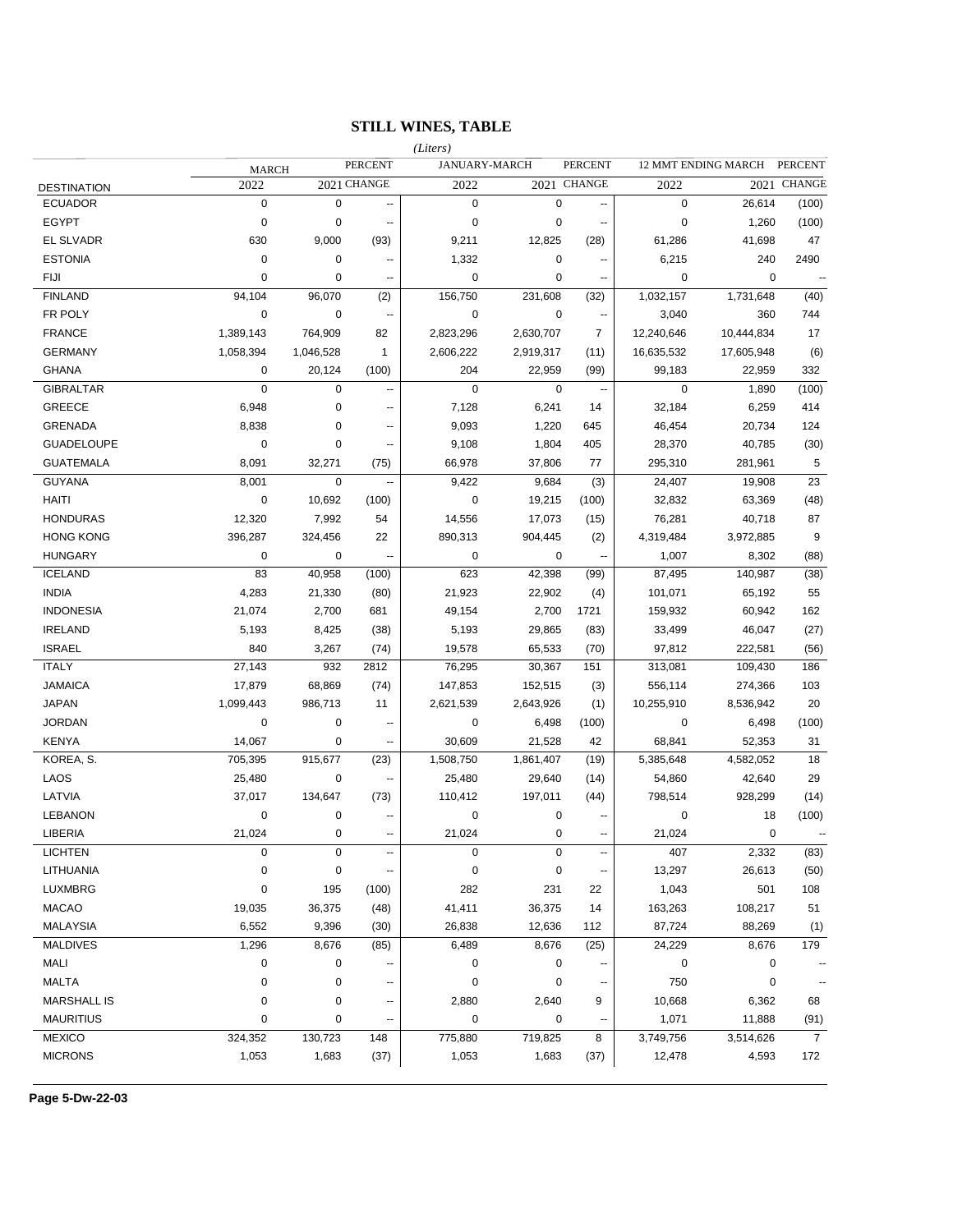## STILL WINES, TABLE

*(Liters)*

| DESTINATION | MARCH 2022 | MARCH 2021 | PERCENT CHANGE | JANUARY-MARCH 2022 | JANUARY-MARCH 2021 | PERCENT CHANGE | 12 MMT ENDING MARCH 2022 | 12 MMT ENDING MARCH 2021 | PERCENT CHANGE |
|---|---|---|---|---|---|---|---|---|---|
| ECUADOR | 0 | 0 | -- | 0 | 0 | -- | 0 | 26,614 | (100) |
| EGYPT | 0 | 0 | -- | 0 | 0 | -- | 0 | 1,260 | (100) |
| EL SLVADR | 630 | 9,000 | (93) | 9,211 | 12,825 | (28) | 61,286 | 41,698 | 47 |
| ESTONIA | 0 | 0 | -- | 1,332 | 0 | -- | 6,215 | 240 | 2490 |
| FIJI | 0 | 0 | -- | 0 | 0 | -- | 0 | 0 | -- |
| FINLAND | 94,104 | 96,070 | (2) | 156,750 | 231,608 | (32) | 1,032,157 | 1,731,648 | (40) |
| FR POLY | 0 | 0 | -- | 0 | 0 | -- | 3,040 | 360 | 744 |
| FRANCE | 1,389,143 | 764,909 | 82 | 2,823,296 | 2,630,707 | 7 | 12,240,646 | 10,444,834 | 17 |
| GERMANY | 1,058,394 | 1,046,528 | 1 | 2,606,222 | 2,919,317 | (11) | 16,635,532 | 17,605,948 | (6) |
| GHANA | 0 | 20,124 | (100) | 204 | 22,959 | (99) | 99,183 | 22,959 | 332 |
| GIBRALTAR | 0 | 0 | -- | 0 | 0 | -- | 0 | 1,890 | (100) |
| GREECE | 6,948 | 0 | -- | 7,128 | 6,241 | 14 | 32,184 | 6,259 | 414 |
| GRENADA | 8,838 | 0 | -- | 9,093 | 1,220 | 645 | 46,454 | 20,734 | 124 |
| GUADELOUPE | 0 | 0 | -- | 9,108 | 1,804 | 405 | 28,370 | 40,785 | (30) |
| GUATEMALA | 8,091 | 32,271 | (75) | 66,978 | 37,806 | 77 | 295,310 | 281,961 | 5 |
| GUYANA | 8,001 | 0 | -- | 9,422 | 9,684 | (3) | 24,407 | 19,908 | 23 |
| HAITI | 0 | 10,692 | (100) | 0 | 19,215 | (100) | 32,832 | 63,369 | (48) |
| HONDURAS | 12,320 | 7,992 | 54 | 14,556 | 17,073 | (15) | 76,281 | 40,718 | 87 |
| HONG KONG | 396,287 | 324,456 | 22 | 890,313 | 904,445 | (2) | 4,319,484 | 3,972,885 | 9 |
| HUNGARY | 0 | 0 | -- | 0 | 0 | -- | 1,007 | 8,302 | (88) |
| ICELAND | 83 | 40,958 | (100) | 623 | 42,398 | (99) | 87,495 | 140,987 | (38) |
| INDIA | 4,283 | 21,330 | (80) | 21,923 | 22,902 | (4) | 101,071 | 65,192 | 55 |
| INDONESIA | 21,074 | 2,700 | 681 | 49,154 | 2,700 | 1721 | 159,932 | 60,942 | 162 |
| IRELAND | 5,193 | 8,425 | (38) | 5,193 | 29,865 | (83) | 33,499 | 46,047 | (27) |
| ISRAEL | 840 | 3,267 | (74) | 19,578 | 65,533 | (70) | 97,812 | 222,581 | (56) |
| ITALY | 27,143 | 932 | 2812 | 76,295 | 30,367 | 151 | 313,081 | 109,430 | 186 |
| JAMAICA | 17,879 | 68,869 | (74) | 147,853 | 152,515 | (3) | 556,114 | 274,366 | 103 |
| JAPAN | 1,099,443 | 986,713 | 11 | 2,621,539 | 2,643,926 | (1) | 10,255,910 | 8,536,942 | 20 |
| JORDAN | 0 | 0 | -- | 0 | 6,498 | (100) | 0 | 6,498 | (100) |
| KENYA | 14,067 | 0 | -- | 30,609 | 21,528 | 42 | 68,841 | 52,353 | 31 |
| KOREA, S. | 705,395 | 915,677 | (23) | 1,508,750 | 1,861,407 | (19) | 5,385,648 | 4,582,052 | 18 |
| LAOS | 25,480 | 0 | -- | 25,480 | 29,640 | (14) | 54,860 | 42,640 | 29 |
| LATVIA | 37,017 | 134,647 | (73) | 110,412 | 197,011 | (44) | 798,514 | 928,299 | (14) |
| LEBANON | 0 | 0 | -- | 0 | 0 | -- | 0 | 18 | (100) |
| LIBERIA | 21,024 | 0 | -- | 21,024 | 0 | -- | 21,024 | 0 | -- |
| LICHTEN | 0 | 0 | -- | 0 | 0 | -- | 407 | 2,332 | (83) |
| LITHUANIA | 0 | 0 | -- | 0 | 0 | -- | 13,297 | 26,613 | (50) |
| LUXMBRG | 0 | 195 | (100) | 282 | 231 | 22 | 1,043 | 501 | 108 |
| MACAO | 19,035 | 36,375 | (48) | 41,411 | 36,375 | 14 | 163,263 | 108,217 | 51 |
| MALAYSIA | 6,552 | 9,396 | (30) | 26,838 | 12,636 | 112 | 87,724 | 88,269 | (1) |
| MALDIVES | 1,296 | 8,676 | (85) | 6,489 | 8,676 | (25) | 24,229 | 8,676 | 179 |
| MALI | 0 | 0 | -- | 0 | 0 | -- | 0 | 0 | -- |
| MALTA | 0 | 0 | -- | 0 | 0 | -- | 750 | 0 | -- |
| MARSHALL IS | 0 | 0 | -- | 2,880 | 2,640 | 9 | 10,668 | 6,362 | 68 |
| MAURITIUS | 0 | 0 | -- | 0 | 0 | -- | 1,071 | 11,888 | (91) |
| MEXICO | 324,352 | 130,723 | 148 | 775,880 | 719,825 | 8 | 3,749,756 | 3,514,626 | 7 |
| MICRONS | 1,053 | 1,683 | (37) | 1,053 | 1,683 | (37) | 12,478 | 4,593 | 172 |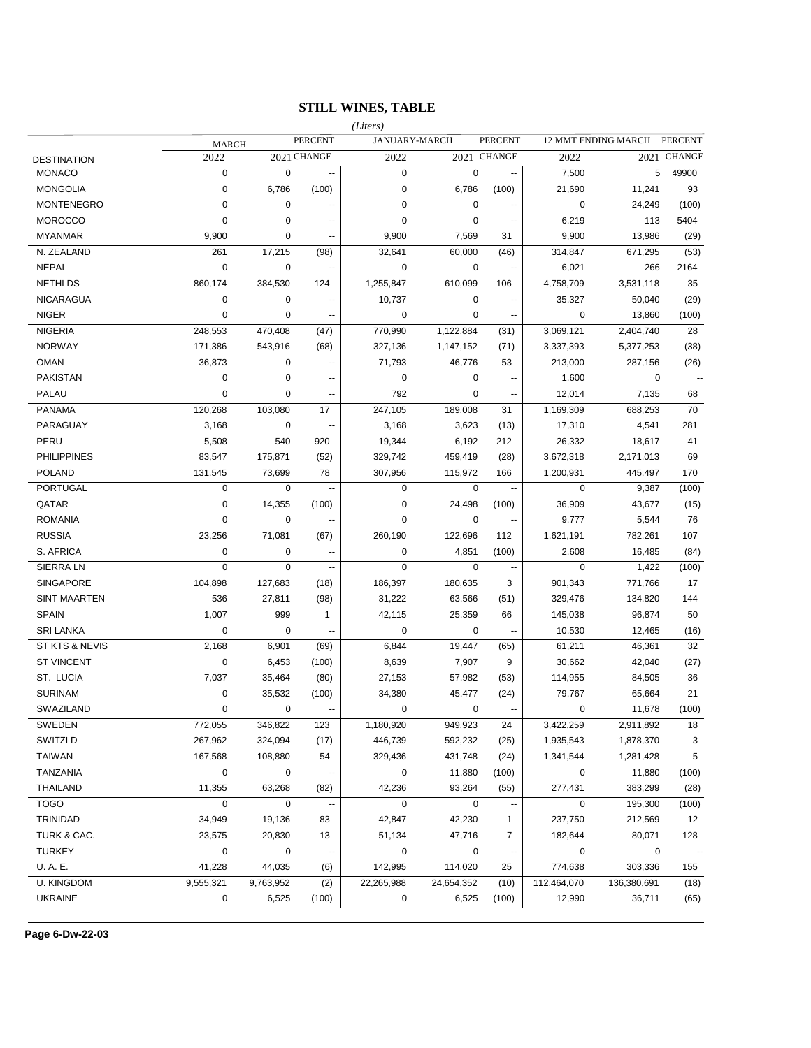## STILL WINES, TABLE

*(Liters)*

| DESTINATION | MARCH 2022 | MARCH 2021 | PERCENT CHANGE | JANUARY-MARCH 2022 | JANUARY-MARCH 2021 | PERCENT CHANGE | 12 MMT ENDING MARCH 2022 | 12 MMT ENDING MARCH 2021 | PERCENT CHANGE |
|---|---|---|---|---|---|---|---|---|---|
| MONACO | 0 | 0 | -- | 0 | 0 | -- | 7,500 | 5 | 49900 |
| MONGOLIA | 0 | 6,786 | (100) | 0 | 6,786 | (100) | 21,690 | 11,241 | 93 |
| MONTENEGRO | 0 | 0 | -- | 0 | 0 | -- | 0 | 24,249 | (100) |
| MOROCCO | 0 | 0 | -- | 0 | 0 | -- | 6,219 | 113 | 5404 |
| MYANMAR | 9,900 | 0 | -- | 9,900 | 7,569 | 31 | 9,900 | 13,986 | (29) |
| N. ZEALAND | 261 | 17,215 | (98) | 32,641 | 60,000 | (46) | 314,847 | 671,295 | (53) |
| NEPAL | 0 | 0 | -- | 0 | 0 | -- | 6,021 | 266 | 2164 |
| NETHLDS | 860,174 | 384,530 | 124 | 1,255,847 | 610,099 | 106 | 4,758,709 | 3,531,118 | 35 |
| NICARAGUA | 0 | 0 | -- | 10,737 | 0 | -- | 35,327 | 50,040 | (29) |
| NIGER | 0 | 0 | -- | 0 | 0 | -- | 0 | 13,860 | (100) |
| NIGERIA | 248,553 | 470,408 | (47) | 770,990 | 1,122,884 | (31) | 3,069,121 | 2,404,740 | 28 |
| NORWAY | 171,386 | 543,916 | (68) | 327,136 | 1,147,152 | (71) | 3,337,393 | 5,377,253 | (38) |
| OMAN | 36,873 | 0 | -- | 71,793 | 46,776 | 53 | 213,000 | 287,156 | (26) |
| PAKISTAN | 0 | 0 | -- | 0 | 0 | -- | 1,600 | 0 | -- |
| PALAU | 0 | 0 | -- | 792 | 0 | -- | 12,014 | 7,135 | 68 |
| PANAMA | 120,268 | 103,080 | 17 | 247,105 | 189,008 | 31 | 1,169,309 | 688,253 | 70 |
| PARAGUAY | 3,168 | 0 | -- | 3,168 | 3,623 | (13) | 17,310 | 4,541 | 281 |
| PERU | 5,508 | 540 | 920 | 19,344 | 6,192 | 212 | 26,332 | 18,617 | 41 |
| PHILIPPINES | 83,547 | 175,871 | (52) | 329,742 | 459,419 | (28) | 3,672,318 | 2,171,013 | 69 |
| POLAND | 131,545 | 73,699 | 78 | 307,956 | 115,972 | 166 | 1,200,931 | 445,497 | 170 |
| PORTUGAL | 0 | 0 | -- | 0 | 0 | -- | 0 | 9,387 | (100) |
| QATAR | 0 | 14,355 | (100) | 0 | 24,498 | (100) | 36,909 | 43,677 | (15) |
| ROMANIA | 0 | 0 | -- | 0 | 0 | -- | 9,777 | 5,544 | 76 |
| RUSSIA | 23,256 | 71,081 | (67) | 260,190 | 122,696 | 112 | 1,621,191 | 782,261 | 107 |
| S. AFRICA | 0 | 0 | -- | 0 | 4,851 | (100) | 2,608 | 16,485 | (84) |
| SIERRA LN | 0 | 0 | -- | 0 | 0 | -- | 0 | 1,422 | (100) |
| SINGAPORE | 104,898 | 127,683 | (18) | 186,397 | 180,635 | 3 | 901,343 | 771,766 | 17 |
| SINT MAARTEN | 536 | 27,811 | (98) | 31,222 | 63,566 | (51) | 329,476 | 134,820 | 144 |
| SPAIN | 1,007 | 999 | 1 | 42,115 | 25,359 | 66 | 145,038 | 96,874 | 50 |
| SRI LANKA | 0 | 0 | -- | 0 | 0 | -- | 10,530 | 12,465 | (16) |
| ST KTS & NEVIS | 2,168 | 6,901 | (69) | 6,844 | 19,447 | (65) | 61,211 | 46,361 | 32 |
| ST VINCENT | 0 | 6,453 | (100) | 8,639 | 7,907 | 9 | 30,662 | 42,040 | (27) |
| ST. LUCIA | 7,037 | 35,464 | (80) | 27,153 | 57,982 | (53) | 114,955 | 84,505 | 36 |
| SURINAM | 0 | 35,532 | (100) | 34,380 | 45,477 | (24) | 79,767 | 65,664 | 21 |
| SWAZILAND | 0 | 0 | -- | 0 | 0 | -- | 0 | 11,678 | (100) |
| SWEDEN | 772,055 | 346,822 | 123 | 1,180,920 | 949,923 | 24 | 3,422,259 | 2,911,892 | 18 |
| SWITZLD | 267,962 | 324,094 | (17) | 446,739 | 592,232 | (25) | 1,935,543 | 1,878,370 | 3 |
| TAIWAN | 167,568 | 108,880 | 54 | 329,436 | 431,748 | (24) | 1,341,544 | 1,281,428 | 5 |
| TANZANIA | 0 | 0 | -- | 0 | 11,880 | (100) | 0 | 11,880 | (100) |
| THAILAND | 11,355 | 63,268 | (82) | 42,236 | 93,264 | (55) | 277,431 | 383,299 | (28) |
| TOGO | 0 | 0 | -- | 0 | 0 | -- | 0 | 195,300 | (100) |
| TRINIDAD | 34,949 | 19,136 | 83 | 42,847 | 42,230 | 1 | 237,750 | 212,569 | 12 |
| TURK & CAC. | 23,575 | 20,830 | 13 | 51,134 | 47,716 | 7 | 182,644 | 80,071 | 128 |
| TURKEY | 0 | 0 | -- | 0 | 0 | -- | 0 | 0 | -- |
| U. A. E. | 41,228 | 44,035 | (6) | 142,995 | 114,020 | 25 | 774,638 | 303,336 | 155 |
| U. KINGDOM | 9,555,321 | 9,763,952 | (2) | 22,265,988 | 24,654,352 | (10) | 112,464,070 | 136,380,691 | (18) |
| UKRAINE | 0 | 6,525 | (100) | 0 | 6,525 | (100) | 12,990 | 36,711 | (65) |

**Page 6-Dw-22-03**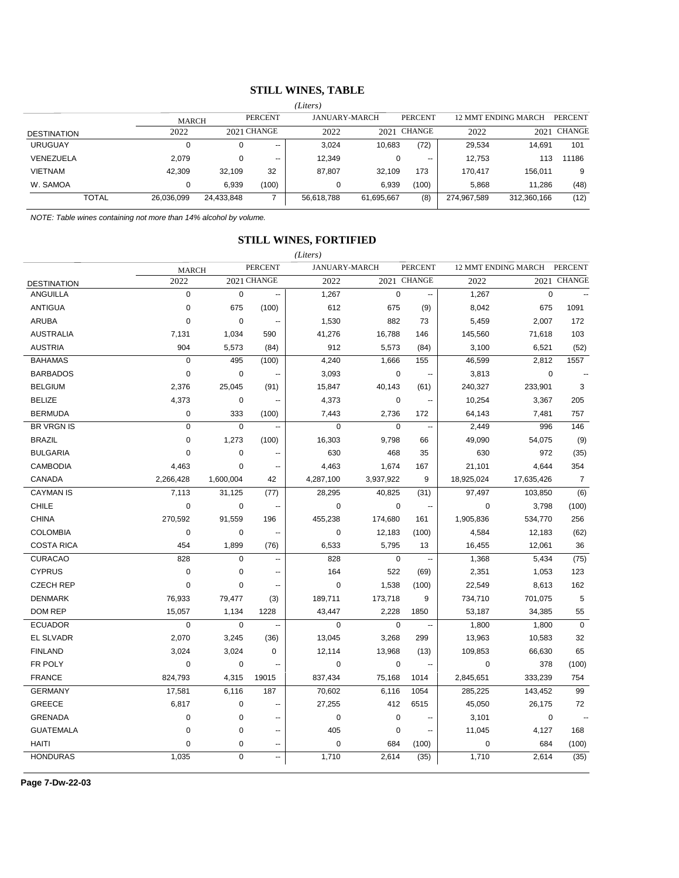## STILL WINES, TABLE

*(Liters)*

| DESTINATION | MARCH 2022 | MARCH 2021 | PERCENT CHANGE | JANUARY-MARCH 2022 | JANUARY-MARCH 2021 | PERCENT CHANGE | 12 MMT ENDING MARCH 2022 | 12 MMT ENDING MARCH 2021 | PERCENT CHANGE |
|---|---|---|---|---|---|---|---|---|---|
| URUGUAY | 0 | 0 | -- | 3,024 | 10,683 | (72) | 29,534 | 14,691 | 101 |
| VENEZUELA | 2,079 | 0 | -- | 12,349 | 0 | -- | 12,753 | 113 | 11186 |
| VIETNAM | 42,309 | 32,109 | 32 | 87,807 | 32,109 | 173 | 170,417 | 156,011 | 9 |
| W. SAMOA | 0 | 6,939 | (100) | 0 | 6,939 | (100) | 5,868 | 11,286 | (48) |
| TOTAL | 26,036,099 | 24,433,848 | 7 | 56,618,788 | 61,695,667 | (8) | 274,967,589 | 312,360,166 | (12) |

*NOTE: Table wines containing not more than 14% alcohol by volume.*

## STILL WINES, FORTIFIED

*(Liters)*

| DESTINATION | MARCH 2022 | MARCH 2021 | PERCENT CHANGE | JANUARY-MARCH 2022 | JANUARY-MARCH 2021 | PERCENT CHANGE | 12 MMT ENDING MARCH 2022 | 12 MMT ENDING MARCH 2021 | PERCENT CHANGE |
|---|---|---|---|---|---|---|---|---|---|
| ANGUILLA | 0 | 0 | -- | 1,267 | 0 | -- | 1,267 | 0 | -- |
| ANTIGUA | 0 | 675 | (100) | 612 | 675 | (9) | 8,042 | 675 | 1091 |
| ARUBA | 0 | 0 | -- | 1,530 | 882 | 73 | 5,459 | 2,007 | 172 |
| AUSTRALIA | 7,131 | 1,034 | 590 | 41,276 | 16,788 | 146 | 145,560 | 71,618 | 103 |
| AUSTRIA | 904 | 5,573 | (84) | 912 | 5,573 | (84) | 3,100 | 6,521 | (52) |
| BAHAMAS | 0 | 495 | (100) | 4,240 | 1,666 | 155 | 46,599 | 2,812 | 1557 |
| BARBADOS | 0 | 0 | -- | 3,093 | 0 | -- | 3,813 | 0 | -- |
| BELGIUM | 2,376 | 25,045 | (91) | 15,847 | 40,143 | (61) | 240,327 | 233,901 | 3 |
| BELIZE | 4,373 | 0 | -- | 4,373 | 0 | -- | 10,254 | 3,367 | 205 |
| BERMUDA | 0 | 333 | (100) | 7,443 | 2,736 | 172 | 64,143 | 7,481 | 757 |
| BR VRGN IS | 0 | 0 | -- | 0 | 0 | -- | 2,449 | 996 | 146 |
| BRAZIL | 0 | 1,273 | (100) | 16,303 | 9,798 | 66 | 49,090 | 54,075 | (9) |
| BULGARIA | 0 | 0 | -- | 630 | 468 | 35 | 630 | 972 | (35) |
| CAMBODIA | 4,463 | 0 | -- | 4,463 | 1,674 | 167 | 21,101 | 4,644 | 354 |
| CANADA | 2,266,428 | 1,600,004 | 42 | 4,287,100 | 3,937,922 | 9 | 18,925,024 | 17,635,426 | 7 |
| CAYMAN IS | 7,113 | 31,125 | (77) | 28,295 | 40,825 | (31) | 97,497 | 103,850 | (6) |
| CHILE | 0 | 0 | -- | 0 | 0 | -- | 0 | 3,798 | (100) |
| CHINA | 270,592 | 91,559 | 196 | 455,238 | 174,680 | 161 | 1,905,836 | 534,770 | 256 |
| COLOMBIA | 0 | 0 | -- | 0 | 12,183 | (100) | 4,584 | 12,183 | (62) |
| COSTA RICA | 454 | 1,899 | (76) | 6,533 | 5,795 | 13 | 16,455 | 12,061 | 36 |
| CURACAO | 828 | 0 | -- | 828 | 0 | -- | 1,368 | 5,434 | (75) |
| CYPRUS | 0 | 0 | -- | 164 | 522 | (69) | 2,351 | 1,053 | 123 |
| CZECH REP | 0 | 0 | -- | 0 | 1,538 | (100) | 22,549 | 8,613 | 162 |
| DENMARK | 76,933 | 79,477 | (3) | 189,711 | 173,718 | 9 | 734,710 | 701,075 | 5 |
| DOM REP | 15,057 | 1,134 | 1228 | 43,447 | 2,228 | 1850 | 53,187 | 34,385 | 55 |
| ECUADOR | 0 | 0 | -- | 0 | 0 | -- | 1,800 | 1,800 | 0 |
| EL SLVADR | 2,070 | 3,245 | (36) | 13,045 | 3,268 | 299 | 13,963 | 10,583 | 32 |
| FINLAND | 3,024 | 3,024 | 0 | 12,114 | 13,968 | (13) | 109,853 | 66,630 | 65 |
| FR POLY | 0 | 0 | -- | 0 | 0 | -- | 0 | 378 | (100) |
| FRANCE | 824,793 | 4,315 | 19015 | 837,434 | 75,168 | 1014 | 2,845,651 | 333,239 | 754 |
| GERMANY | 17,581 | 6,116 | 187 | 70,602 | 6,116 | 1054 | 285,225 | 143,452 | 99 |
| GREECE | 6,817 | 0 | -- | 27,255 | 412 | 6515 | 45,050 | 26,175 | 72 |
| GRENADA | 0 | 0 | -- | 0 | 0 | -- | 3,101 | 0 | -- |
| GUATEMALA | 0 | 0 | -- | 405 | 0 | -- | 11,045 | 4,127 | 168 |
| HAITI | 0 | 0 | -- | 0 | 684 | (100) | 0 | 684 | (100) |
| HONDURAS | 1,035 | 0 | -- | 1,710 | 2,614 | (35) | 1,710 | 2,614 | (35) |

Page 7-Dw-22-03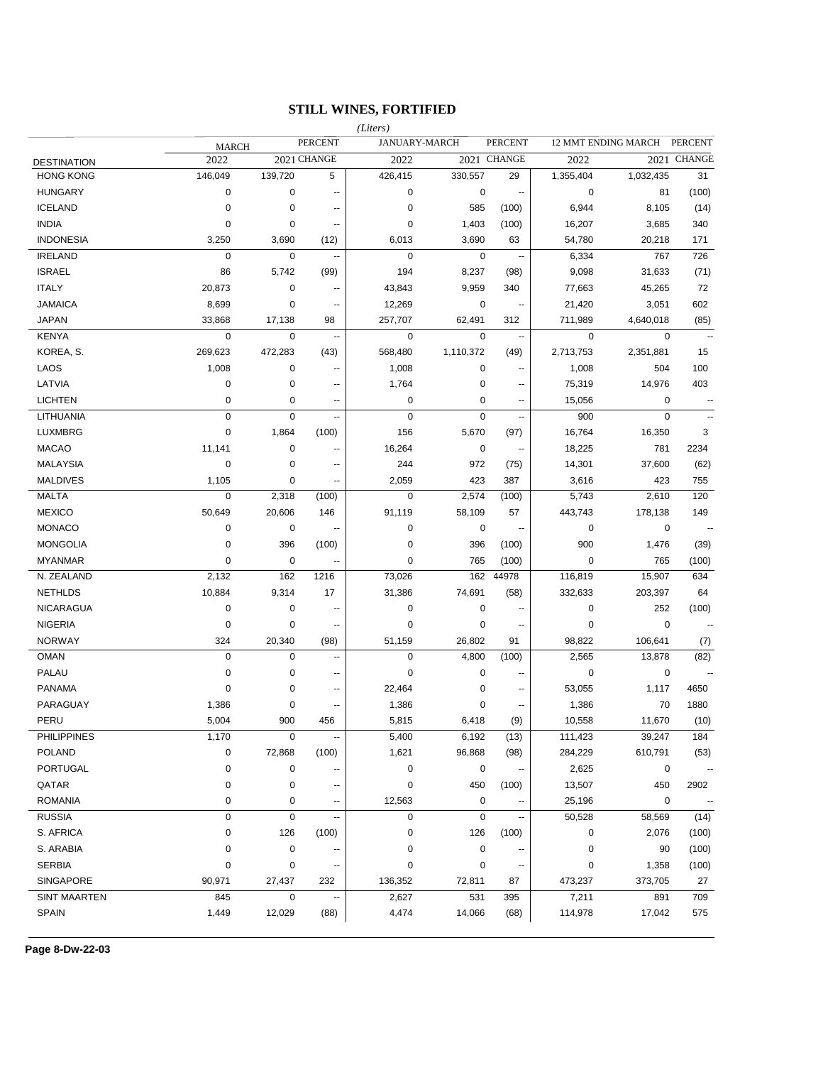# STILL WINES, FORTIFIED

*(Liters)*

| DESTINATION | MARCH 2022 | MARCH 2021 | PERCENT CHANGE | JANUARY-MARCH 2022 | JANUARY-MARCH 2021 | PERCENT CHANGE | 12 MMT ENDING MARCH 2022 | 12 MMT ENDING MARCH 2021 | PERCENT CHANGE |
|---|---|---|---|---|---|---|---|---|---|
| HONG KONG | 146,049 | 139,720 | 5 | 426,415 | 330,557 | 29 | 1,355,404 | 1,032,435 | 31 |
| HUNGARY | 0 | 0 | -- | 0 | 0 | -- | 0 | 81 | (100) |
| ICELAND | 0 | 0 | -- | 0 | 585 | (100) | 6,944 | 8,105 | (14) |
| INDIA | 0 | 0 | -- | 0 | 1,403 | (100) | 16,207 | 3,685 | 340 |
| INDONESIA | 3,250 | 3,690 | (12) | 6,013 | 3,690 | 63 | 54,780 | 20,218 | 171 |
| IRELAND | 0 | 0 | -- | 0 | 0 | -- | 6,334 | 767 | 726 |
| ISRAEL | 86 | 5,742 | (99) | 194 | 8,237 | (98) | 9,098 | 31,633 | (71) |
| ITALY | 20,873 | 0 | -- | 43,843 | 9,959 | 340 | 77,663 | 45,265 | 72 |
| JAMAICA | 8,699 | 0 | -- | 12,269 | 0 | -- | 21,420 | 3,051 | 602 |
| JAPAN | 33,868 | 17,138 | 98 | 257,707 | 62,491 | 312 | 711,989 | 4,640,018 | (85) |
| KENYA | 0 | 0 | -- | 0 | 0 | -- | 0 | 0 | -- |
| KOREA, S. | 269,623 | 472,283 | (43) | 568,480 | 1,110,372 | (49) | 2,713,753 | 2,351,881 | 15 |
| LAOS | 1,008 | 0 | -- | 1,008 | 0 | -- | 1,008 | 504 | 100 |
| LATVIA | 0 | 0 | -- | 1,764 | 0 | -- | 75,319 | 14,976 | 403 |
| LICHTEN | 0 | 0 | -- | 0 | 0 | -- | 15,056 | 0 | -- |
| LITHUANIA | 0 | 0 | -- | 0 | 0 | -- | 900 | 0 | -- |
| LUXMBRG | 0 | 1,864 | (100) | 156 | 5,670 | (97) | 16,764 | 16,350 | 3 |
| MACAO | 11,141 | 0 | -- | 16,264 | 0 | -- | 18,225 | 781 | 2234 |
| MALAYSIA | 0 | 0 | -- | 244 | 972 | (75) | 14,301 | 37,600 | (62) |
| MALDIVES | 1,105 | 0 | -- | 2,059 | 423 | 387 | 3,616 | 423 | 755 |
| MALTA | 0 | 2,318 | (100) | 0 | 2,574 | (100) | 5,743 | 2,610 | 120 |
| MEXICO | 50,649 | 20,606 | 146 | 91,119 | 58,109 | 57 | 443,743 | 178,138 | 149 |
| MONACO | 0 | 0 | -- | 0 | 0 | -- | 0 | 0 | -- |
| MONGOLIA | 0 | 396 | (100) | 0 | 396 | (100) | 900 | 1,476 | (39) |
| MYANMAR | 0 | 0 | -- | 0 | 765 | (100) | 0 | 765 | (100) |
| N. ZEALAND | 2,132 | 162 | 1216 | 73,026 | 162 | 44978 | 116,819 | 15,907 | 634 |
| NETHLDS | 10,884 | 9,314 | 17 | 31,386 | 74,691 | (58) | 332,633 | 203,397 | 64 |
| NICARAGUA | 0 | 0 | -- | 0 | 0 | -- | 0 | 252 | (100) |
| NIGERIA | 0 | 0 | -- | 0 | 0 | -- | 0 | 0 | -- |
| NORWAY | 324 | 20,340 | (98) | 51,159 | 26,802 | 91 | 98,822 | 106,641 | (7) |
| OMAN | 0 | 0 | -- | 0 | 4,800 | (100) | 2,565 | 13,878 | (82) |
| PALAU | 0 | 0 | -- | 0 | 0 | -- | 0 | 0 | -- |
| PANAMA | 0 | 0 | -- | 22,464 | 0 | -- | 53,055 | 1,117 | 4650 |
| PARAGUAY | 1,386 | 0 | -- | 1,386 | 0 | -- | 1,386 | 70 | 1880 |
| PERU | 5,004 | 900 | 456 | 5,815 | 6,418 | (9) | 10,558 | 11,670 | (10) |
| PHILIPPINES | 1,170 | 0 | -- | 5,400 | 6,192 | (13) | 111,423 | 39,247 | 184 |
| POLAND | 0 | 72,868 | (100) | 1,621 | 96,868 | (98) | 284,229 | 610,791 | (53) |
| PORTUGAL | 0 | 0 | -- | 0 | 0 | -- | 2,625 | 0 | -- |
| QATAR | 0 | 0 | -- | 0 | 450 | (100) | 13,507 | 450 | 2902 |
| ROMANIA | 0 | 0 | -- | 12,563 | 0 | -- | 25,196 | 0 | -- |
| RUSSIA | 0 | 0 | -- | 0 | 0 | -- | 50,528 | 58,569 | (14) |
| S. AFRICA | 0 | 126 | (100) | 0 | 126 | (100) | 0 | 2,076 | (100) |
| S. ARABIA | 0 | 0 | -- | 0 | 0 | -- | 0 | 90 | (100) |
| SERBIA | 0 | 0 | -- | 0 | 0 | -- | 0 | 1,358 | (100) |
| SINGAPORE | 90,971 | 27,437 | 232 | 136,352 | 72,811 | 87 | 473,237 | 373,705 | 27 |
| SINT MAARTEN | 845 | 0 | -- | 2,627 | 531 | 395 | 7,211 | 891 | 709 |
| SPAIN | 1,449 | 12,029 | (88) | 4,474 | 14,066 | (68) | 114,978 | 17,042 | 575 |

**Page 8-Dw-22-03**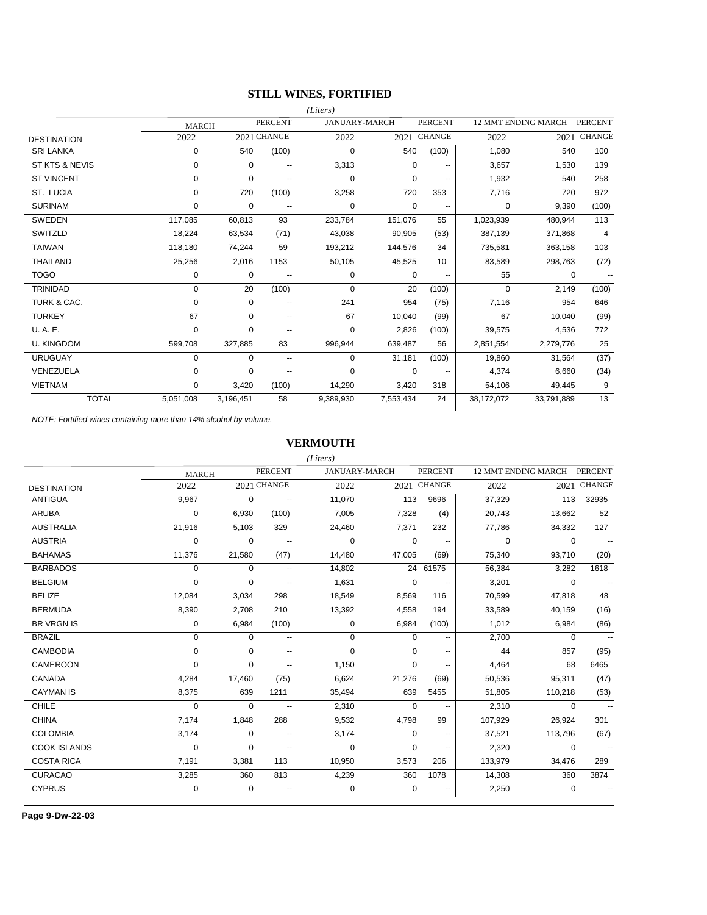## STILL WINES, FORTIFIED

*(Liters)*

| DESTINATION | MARCH 2022 | 2021 | PERCENT CHANGE | JANUARY-MARCH 2022 | 2021 | PERCENT CHANGE | 12 MMT ENDING MARCH 2022 | 2021 | PERCENT CHANGE |
|---|---|---|---|---|---|---|---|---|---|
| SRI LANKA | 0 | 540 | (100) | 0 | 540 | (100) | 1,080 | 540 | 100 |
| ST KTS & NEVIS | 0 | 0 | -- | 3,313 | 0 | -- | 3,657 | 1,530 | 139 |
| ST VINCENT | 0 | 0 | -- | 0 | 0 | -- | 1,932 | 540 | 258 |
| ST. LUCIA | 0 | 720 | (100) | 3,258 | 720 | 353 | 7,716 | 720 | 972 |
| SURINAM | 0 | 0 | -- | 0 | 0 | -- | 0 | 9,390 | (100) |
| SWEDEN | 117,085 | 60,813 | 93 | 233,784 | 151,076 | 55 | 1,023,939 | 480,944 | 113 |
| SWITZLD | 18,224 | 63,534 | (71) | 43,038 | 90,905 | (53) | 387,139 | 371,868 | 4 |
| TAIWAN | 118,180 | 74,244 | 59 | 193,212 | 144,576 | 34 | 735,581 | 363,158 | 103 |
| THAILAND | 25,256 | 2,016 | 1153 | 50,105 | 45,525 | 10 | 83,589 | 298,763 | (72) |
| TOGO | 0 | 0 | -- | 0 | 0 | -- | 55 | 0 | -- |
| TRINIDAD | 0 | 20 | (100) | 0 | 20 | (100) | 0 | 2,149 | (100) |
| TURK & CAC. | 0 | 0 | -- | 241 | 954 | (75) | 7,116 | 954 | 646 |
| TURKEY | 67 | 0 | -- | 67 | 10,040 | (99) | 67 | 10,040 | (99) |
| U. A. E. | 0 | 0 | -- | 0 | 2,826 | (100) | 39,575 | 4,536 | 772 |
| U. KINGDOM | 599,708 | 327,885 | 83 | 996,944 | 639,487 | 56 | 2,851,554 | 2,279,776 | 25 |
| URUGUAY | 0 | 0 | -- | 0 | 31,181 | (100) | 19,860 | 31,564 | (37) |
| VENEZUELA | 0 | 0 | -- | 0 | 0 | -- | 4,374 | 6,660 | (34) |
| VIETNAM | 0 | 3,420 | (100) | 14,290 | 3,420 | 318 | 54,106 | 49,445 | 9 |
| TOTAL | 5,051,008 | 3,196,451 | 58 | 9,389,930 | 7,553,434 | 24 | 38,172,072 | 33,791,889 | 13 |

*NOTE: Fortified wines containing more than 14% alcohol by volume.*

## VERMOUTH

*(Liters)*

| DESTINATION | MARCH 2022 | 2021 | PERCENT CHANGE | JANUARY-MARCH 2022 | 2021 | PERCENT CHANGE | 12 MMT ENDING MARCH 2022 | 2021 | PERCENT CHANGE |
|---|---|---|---|---|---|---|---|---|---|
| ANTIGUA | 9,967 | 0 | -- | 11,070 | 113 | 9696 | 37,329 | 113 | 32935 |
| ARUBA | 0 | 6,930 | (100) | 7,005 | 7,328 | (4) | 20,743 | 13,662 | 52 |
| AUSTRALIA | 21,916 | 5,103 | 329 | 24,460 | 7,371 | 232 | 77,786 | 34,332 | 127 |
| AUSTRIA | 0 | 0 | -- | 0 | 0 | -- | 0 | 0 | -- |
| BAHAMAS | 11,376 | 21,580 | (47) | 14,480 | 47,005 | (69) | 75,340 | 93,710 | (20) |
| BARBADOS | 0 | 0 | -- | 14,802 | 24 | 61575 | 56,384 | 3,282 | 1618 |
| BELGIUM | 0 | 0 | -- | 1,631 | 0 | -- | 3,201 | 0 | -- |
| BELIZE | 12,084 | 3,034 | 298 | 18,549 | 8,569 | 116 | 70,599 | 47,818 | 48 |
| BERMUDA | 8,390 | 2,708 | 210 | 13,392 | 4,558 | 194 | 33,589 | 40,159 | (16) |
| BR VRGN IS | 0 | 6,984 | (100) | 0 | 6,984 | (100) | 1,012 | 6,984 | (86) |
| BRAZIL | 0 | 0 | -- | 0 | 0 | -- | 2,700 | 0 | -- |
| CAMBODIA | 0 | 0 | -- | 0 | 0 | -- | 44 | 857 | (95) |
| CAMEROON | 0 | 0 | -- | 1,150 | 0 | -- | 4,464 | 68 | 6465 |
| CANADA | 4,284 | 17,460 | (75) | 6,624 | 21,276 | (69) | 50,536 | 95,311 | (47) |
| CAYMAN IS | 8,375 | 639 | 1211 | 35,494 | 639 | 5455 | 51,805 | 110,218 | (53) |
| CHILE | 0 | 0 | -- | 2,310 | 0 | -- | 2,310 | 0 | -- |
| CHINA | 7,174 | 1,848 | 288 | 9,532 | 4,798 | 99 | 107,929 | 26,924 | 301 |
| COLOMBIA | 3,174 | 0 | -- | 3,174 | 0 | -- | 37,521 | 113,796 | (67) |
| COOK ISLANDS | 0 | 0 | -- | 0 | 0 | -- | 2,320 | 0 | -- |
| COSTA RICA | 7,191 | 3,381 | 113 | 10,950 | 3,573 | 206 | 133,979 | 34,476 | 289 |
| CURACAO | 3,285 | 360 | 813 | 4,239 | 360 | 1078 | 14,308 | 360 | 3874 |
| CYPRUS | 0 | 0 | -- | 0 | 0 | -- | 2,250 | 0 | -- |

**Page 9-Dw-22-03**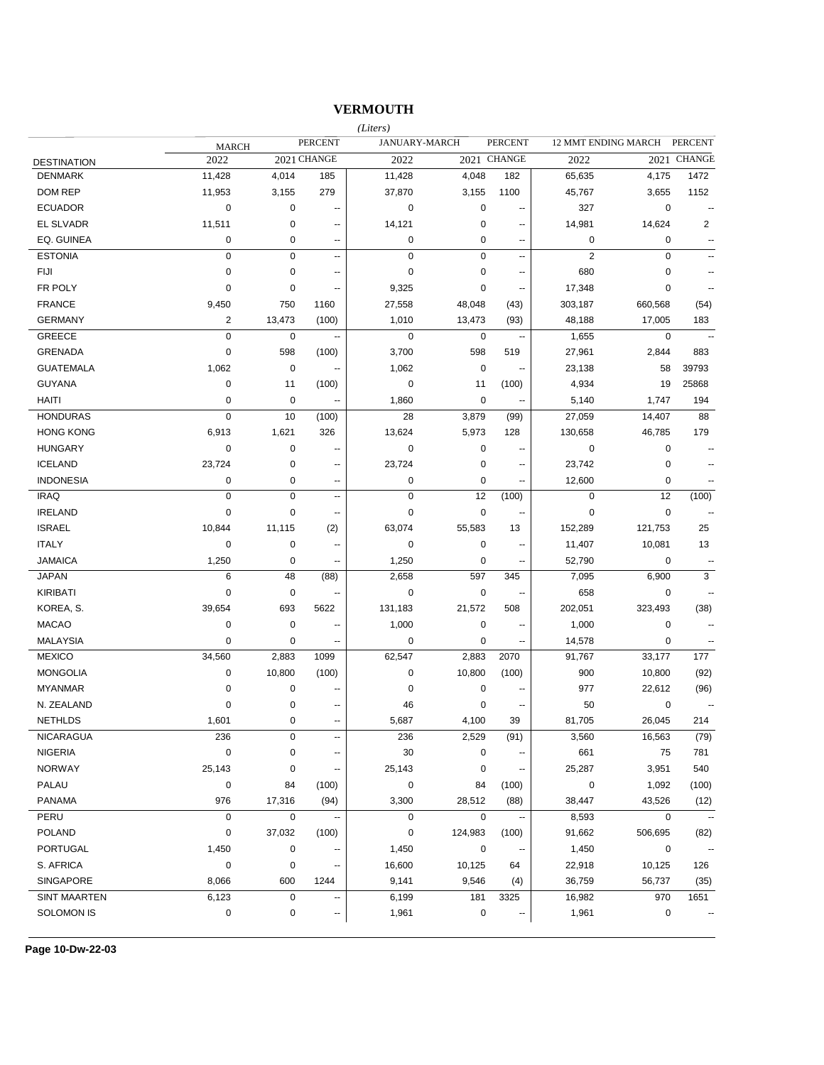# VERMOUTH

*(Liters)*

| DESTINATION | MARCH 2022 | MARCH 2021 | PERCENT CHANGE | JANUARY-MARCH 2022 | JANUARY-MARCH 2021 | PERCENT CHANGE | 12 MMT ENDING MARCH 2022 | 12 MMT ENDING MARCH 2021 | PERCENT CHANGE |
|---|---|---|---|---|---|---|---|---|---|
| DENMARK | 11,428 | 4,014 | 185 | 11,428 | 4,048 | 182 | 65,635 | 4,175 | 1472 |
| DOM REP | 11,953 | 3,155 | 279 | 37,870 | 3,155 | 1100 | 45,767 | 3,655 | 1152 |
| ECUADOR | 0 | 0 | -- | 0 | 0 | -- | 327 | 0 | -- |
| EL SLVADR | 11,511 | 0 | -- | 14,121 | 0 | -- | 14,981 | 14,624 | 2 |
| EQ. GUINEA | 0 | 0 | -- | 0 | 0 | -- | 0 | 0 | -- |
| ESTONIA | 0 | 0 | -- | 0 | 0 | -- | 2 | 0 | -- |
| FIJI | 0 | 0 | -- | 0 | 0 | -- | 680 | 0 | -- |
| FR POLY | 0 | 0 | -- | 9,325 | 0 | -- | 17,348 | 0 | -- |
| FRANCE | 9,450 | 750 | 1160 | 27,558 | 48,048 | (43) | 303,187 | 660,568 | (54) |
| GERMANY | 2 | 13,473 | (100) | 1,010 | 13,473 | (93) | 48,188 | 17,005 | 183 |
| GREECE | 0 | 0 | -- | 0 | 0 | -- | 1,655 | 0 | -- |
| GRENADA | 0 | 598 | (100) | 3,700 | 598 | 519 | 27,961 | 2,844 | 883 |
| GUATEMALA | 1,062 | 0 | -- | 1,062 | 0 | -- | 23,138 | 58 | 39793 |
| GUYANA | 0 | 11 | (100) | 0 | 11 | (100) | 4,934 | 19 | 25868 |
| HAITI | 0 | 0 | -- | 1,860 | 0 | -- | 5,140 | 1,747 | 194 |
| HONDURAS | 0 | 10 | (100) | 28 | 3,879 | (99) | 27,059 | 14,407 | 88 |
| HONG KONG | 6,913 | 1,621 | 326 | 13,624 | 5,973 | 128 | 130,658 | 46,785 | 179 |
| HUNGARY | 0 | 0 | -- | 0 | 0 | -- | 0 | 0 | -- |
| ICELAND | 23,724 | 0 | -- | 23,724 | 0 | -- | 23,742 | 0 | -- |
| INDONESIA | 0 | 0 | -- | 0 | 0 | -- | 12,600 | 0 | -- |
| IRAQ | 0 | 0 | -- | 0 | 12 | (100) | 0 | 12 | (100) |
| IRELAND | 0 | 0 | -- | 0 | 0 | -- | 0 | 0 | -- |
| ISRAEL | 10,844 | 11,115 | (2) | 63,074 | 55,583 | 13 | 152,289 | 121,753 | 25 |
| ITALY | 0 | 0 | -- | 0 | 0 | -- | 11,407 | 10,081 | 13 |
| JAMAICA | 1,250 | 0 | -- | 1,250 | 0 | -- | 52,790 | 0 | -- |
| JAPAN | 6 | 48 | (88) | 2,658 | 597 | 345 | 7,095 | 6,900 | 3 |
| KIRIBATI | 0 | 0 | -- | 0 | 0 | -- | 658 | 0 | -- |
| KOREA, S. | 39,654 | 693 | 5622 | 131,183 | 21,572 | 508 | 202,051 | 323,493 | (38) |
| MACAO | 0 | 0 | -- | 1,000 | 0 | -- | 1,000 | 0 | -- |
| MALAYSIA | 0 | 0 | -- | 0 | 0 | -- | 14,578 | 0 | -- |
| MEXICO | 34,560 | 2,883 | 1099 | 62,547 | 2,883 | 2070 | 91,767 | 33,177 | 177 |
| MONGOLIA | 0 | 10,800 | (100) | 0 | 10,800 | (100) | 900 | 10,800 | (92) |
| MYANMAR | 0 | 0 | -- | 0 | 0 | -- | 977 | 22,612 | (96) |
| N. ZEALAND | 0 | 0 | -- | 46 | 0 | -- | 50 | 0 | -- |
| NETHLDS | 1,601 | 0 | -- | 5,687 | 4,100 | 39 | 81,705 | 26,045 | 214 |
| NICARAGUA | 236 | 0 | -- | 236 | 2,529 | (91) | 3,560 | 16,563 | (79) |
| NIGERIA | 0 | 0 | -- | 30 | 0 | -- | 661 | 75 | 781 |
| NORWAY | 25,143 | 0 | -- | 25,143 | 0 | -- | 25,287 | 3,951 | 540 |
| PALAU | 0 | 84 | (100) | 0 | 84 | (100) | 0 | 1,092 | (100) |
| PANAMA | 976 | 17,316 | (94) | 3,300 | 28,512 | (88) | 38,447 | 43,526 | (12) |
| PERU | 0 | 0 | -- | 0 | 0 | -- | 8,593 | 0 | -- |
| POLAND | 0 | 37,032 | (100) | 0 | 124,983 | (100) | 91,662 | 506,695 | (82) |
| PORTUGAL | 1,450 | 0 | -- | 1,450 | 0 | -- | 1,450 | 0 | -- |
| S. AFRICA | 0 | 0 | -- | 16,600 | 10,125 | 64 | 22,918 | 10,125 | 126 |
| SINGAPORE | 8,066 | 600 | 1244 | 9,141 | 9,546 | (4) | 36,759 | 56,737 | (35) |
| SINT MAARTEN | 6,123 | 0 | -- | 6,199 | 181 | 3325 | 16,982 | 970 | 1651 |
| SOLOMON IS | 0 | 0 | -- | 1,961 | 0 | -- | 1,961 | 0 | -- |

**Page 10-Dw-22-03**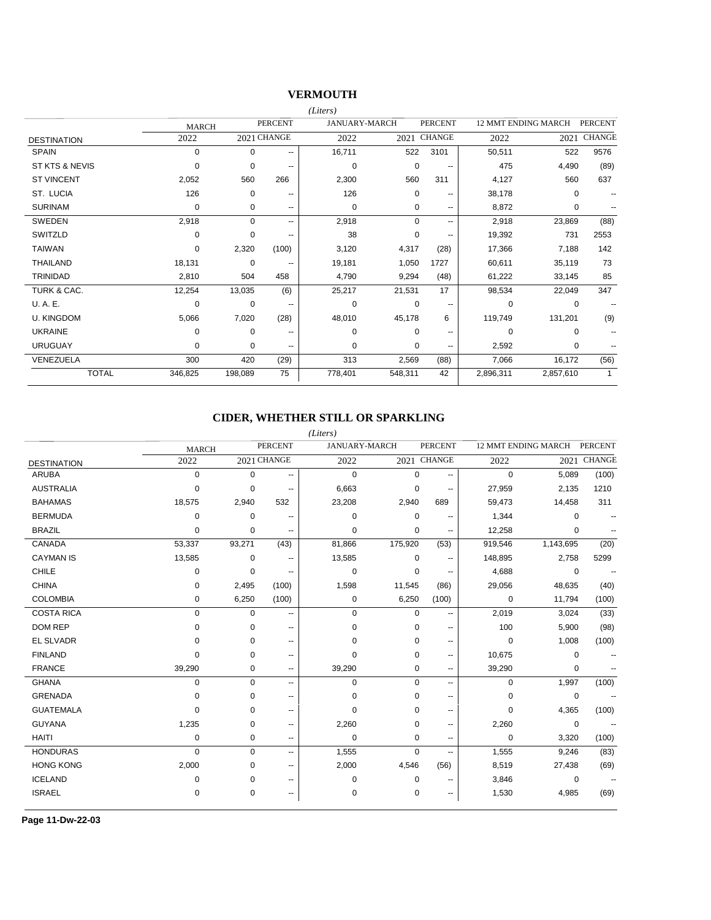## VERMOUTH

*(Liters)*

| DESTINATION | MARCH 2022 | 2021 | PERCENT CHANGE | JANUARY-MARCH 2022 | 2021 | PERCENT CHANGE | 12 MMT ENDING MARCH 2022 | 2021 | PERCENT CHANGE |
|---|---|---|---|---|---|---|---|---|---|
| SPAIN | 0 | 0 | -- | 16,711 | 522 | 3101 | 50,511 | 522 | 9576 |
| ST KTS & NEVIS | 0 | 0 | -- | 0 | 0 | -- | 475 | 4,490 | (89) |
| ST VINCENT | 2,052 | 560 | 266 | 2,300 | 560 | 311 | 4,127 | 560 | 637 |
| ST. LUCIA | 126 | 0 | -- | 126 | 0 | -- | 38,178 | 0 | -- |
| SURINAM | 0 | 0 | -- | 0 | 0 | -- | 8,872 | 0 | -- |
| SWEDEN | 2,918 | 0 | -- | 2,918 | 0 | -- | 2,918 | 23,869 | (88) |
| SWITZLD | 0 | 0 | -- | 38 | 0 | -- | 19,392 | 731 | 2553 |
| TAIWAN | 0 | 2,320 | (100) | 3,120 | 4,317 | (28) | 17,366 | 7,188 | 142 |
| THAILAND | 18,131 | 0 | -- | 19,181 | 1,050 | 1727 | 60,611 | 35,119 | 73 |
| TRINIDAD | 2,810 | 504 | 458 | 4,790 | 9,294 | (48) | 61,222 | 33,145 | 85 |
| TURK & CAC. | 12,254 | 13,035 | (6) | 25,217 | 21,531 | 17 | 98,534 | 22,049 | 347 |
| U. A. E. | 0 | 0 | -- | 0 | 0 | -- | 0 | 0 | -- |
| U. KINGDOM | 5,066 | 7,020 | (28) | 48,010 | 45,178 | 6 | 119,749 | 131,201 | (9) |
| UKRAINE | 0 | 0 | -- | 0 | 0 | -- | 0 | 0 | -- |
| URUGUAY | 0 | 0 | -- | 0 | 0 | -- | 2,592 | 0 | -- |
| VENEZUELA | 300 | 420 | (29) | 313 | 2,569 | (88) | 7,066 | 16,172 | (56) |
| TOTAL | 346,825 | 198,089 | 75 | 778,401 | 548,311 | 42 | 2,896,311 | 2,857,610 | 1 |

## CIDER, WHETHER STILL OR SPARKLING

*(Liters)*

| DESTINATION | MARCH 2022 | 2021 | PERCENT CHANGE | JANUARY-MARCH 2022 | 2021 | PERCENT CHANGE | 12 MMT ENDING MARCH 2022 | 2021 | PERCENT CHANGE |
|---|---|---|---|---|---|---|---|---|---|
| ARUBA | 0 | 0 | -- | 0 | 0 | -- | 0 | 5,089 | (100) |
| AUSTRALIA | 0 | 0 | -- | 6,663 | 0 | -- | 27,959 | 2,135 | 1210 |
| BAHAMAS | 18,575 | 2,940 | 532 | 23,208 | 2,940 | 689 | 59,473 | 14,458 | 311 |
| BERMUDA | 0 | 0 | -- | 0 | 0 | -- | 1,344 | 0 | -- |
| BRAZIL | 0 | 0 | -- | 0 | 0 | -- | 12,258 | 0 | -- |
| CANADA | 53,337 | 93,271 | (43) | 81,866 | 175,920 | (53) | 919,546 | 1,143,695 | (20) |
| CAYMAN IS | 13,585 | 0 | -- | 13,585 | 0 | -- | 148,895 | 2,758 | 5299 |
| CHILE | 0 | 0 | -- | 0 | 0 | -- | 4,688 | 0 | -- |
| CHINA | 0 | 2,495 | (100) | 1,598 | 11,545 | (86) | 29,056 | 48,635 | (40) |
| COLOMBIA | 0 | 6,250 | (100) | 0 | 6,250 | (100) | 0 | 11,794 | (100) |
| COSTA RICA | 0 | 0 | -- | 0 | 0 | -- | 2,019 | 3,024 | (33) |
| DOM REP | 0 | 0 | -- | 0 | 0 | -- | 100 | 5,900 | (98) |
| EL SLVADR | 0 | 0 | -- | 0 | 0 | -- | 0 | 1,008 | (100) |
| FINLAND | 0 | 0 | -- | 0 | 0 | -- | 10,675 | 0 | -- |
| FRANCE | 39,290 | 0 | -- | 39,290 | 0 | -- | 39,290 | 0 | -- |
| GHANA | 0 | 0 | -- | 0 | 0 | -- | 0 | 1,997 | (100) |
| GRENADA | 0 | 0 | -- | 0 | 0 | -- | 0 | 0 | -- |
| GUATEMALA | 0 | 0 | -- | 0 | 0 | -- | 0 | 4,365 | (100) |
| GUYANA | 1,235 | 0 | -- | 2,260 | 0 | -- | 2,260 | 0 | -- |
| HAITI | 0 | 0 | -- | 0 | 0 | -- | 0 | 3,320 | (100) |
| HONDURAS | 0 | 0 | -- | 1,555 | 0 | -- | 1,555 | 9,246 | (83) |
| HONG KONG | 2,000 | 0 | -- | 2,000 | 4,546 | (56) | 8,519 | 27,438 | (69) |
| ICELAND | 0 | 0 | -- | 0 | 0 | -- | 3,846 | 0 | -- |
| ISRAEL | 0 | 0 | -- | 0 | 0 | -- | 1,530 | 4,985 | (69) |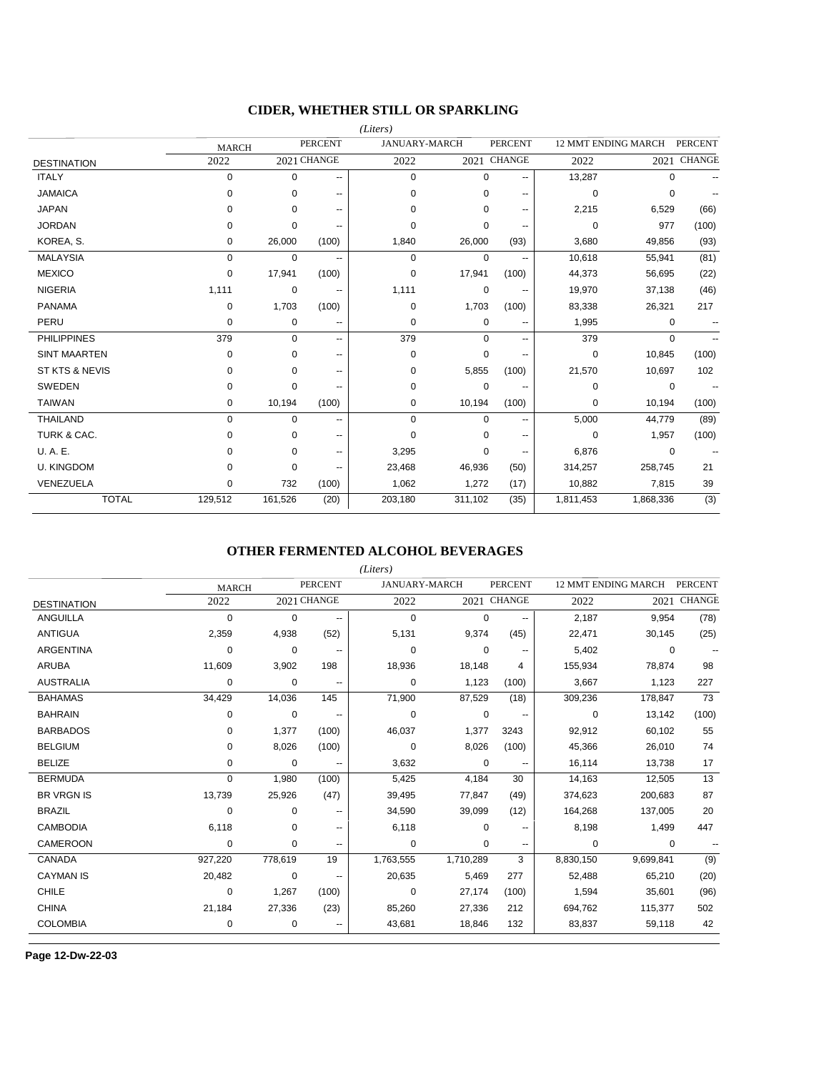## CIDER, WHETHER STILL OR SPARKLING

*(Liters)*

| DESTINATION | MARCH 2022 | MARCH 2021 | PERCENT CHANGE | JANUARY-MARCH 2022 | JANUARY-MARCH 2021 | PERCENT CHANGE | 12 MMT ENDING MARCH 2022 | 12 MMT ENDING MARCH 2021 | PERCENT CHANGE |
|---|---|---|---|---|---|---|---|---|---|
| ITALY | 0 | 0 | -- | 0 | 0 | -- | 13,287 | 0 | -- |
| JAMAICA | 0 | 0 | -- | 0 | 0 | -- | 0 | 0 | -- |
| JAPAN | 0 | 0 | -- | 0 | 0 | -- | 2,215 | 6,529 | (66) |
| JORDAN | 0 | 0 | -- | 0 | 0 | -- | 0 | 977 | (100) |
| KOREA, S. | 0 | 26,000 | (100) | 1,840 | 26,000 | (93) | 3,680 | 49,856 | (93) |
| MALAYSIA | 0 | 0 | -- | 0 | 0 | -- | 10,618 | 55,941 | (81) |
| MEXICO | 0 | 17,941 | (100) | 0 | 17,941 | (100) | 44,373 | 56,695 | (22) |
| NIGERIA | 1,111 | 0 | -- | 1,111 | 0 | -- | 19,970 | 37,138 | (46) |
| PANAMA | 0 | 1,703 | (100) | 0 | 1,703 | (100) | 83,338 | 26,321 | 217 |
| PERU | 0 | 0 | -- | 0 | 0 | -- | 1,995 | 0 | -- |
| PHILIPPINES | 379 | 0 | -- | 379 | 0 | -- | 379 | 0 | -- |
| SINT MAARTEN | 0 | 0 | -- | 0 | 0 | -- | 0 | 10,845 | (100) |
| ST KTS & NEVIS | 0 | 0 | -- | 0 | 5,855 | (100) | 21,570 | 10,697 | 102 |
| SWEDEN | 0 | 0 | -- | 0 | 0 | -- | 0 | 0 | -- |
| TAIWAN | 0 | 10,194 | (100) | 0 | 10,194 | (100) | 0 | 10,194 | (100) |
| THAILAND | 0 | 0 | -- | 0 | 0 | -- | 5,000 | 44,779 | (89) |
| TURK & CAC. | 0 | 0 | -- | 0 | 0 | -- | 0 | 1,957 | (100) |
| U. A. E. | 0 | 0 | -- | 3,295 | 0 | -- | 6,876 | 0 | -- |
| U. KINGDOM | 0 | 0 | -- | 23,468 | 46,936 | (50) | 314,257 | 258,745 | 21 |
| VENEZUELA | 0 | 732 | (100) | 1,062 | 1,272 | (17) | 10,882 | 7,815 | 39 |
| TOTAL | 129,512 | 161,526 | (20) | 203,180 | 311,102 | (35) | 1,811,453 | 1,868,336 | (3) |

## OTHER FERMENTED ALCOHOL BEVERAGES

*(Liters)*

| DESTINATION | MARCH 2022 | MARCH 2021 | PERCENT CHANGE | JANUARY-MARCH 2022 | JANUARY-MARCH 2021 | PERCENT CHANGE | 12 MMT ENDING MARCH 2022 | 12 MMT ENDING MARCH 2021 | PERCENT CHANGE |
|---|---|---|---|---|---|---|---|---|---|
| ANGUILLA | 0 | 0 | -- | 0 | 0 | -- | 2,187 | 9,954 | (78) |
| ANTIGUA | 2,359 | 4,938 | (52) | 5,131 | 9,374 | (45) | 22,471 | 30,145 | (25) |
| ARGENTINA | 0 | 0 | -- | 0 | 0 | -- | 5,402 | 0 | -- |
| ARUBA | 11,609 | 3,902 | 198 | 18,936 | 18,148 | 4 | 155,934 | 78,874 | 98 |
| AUSTRALIA | 0 | 0 | -- | 0 | 1,123 | (100) | 3,667 | 1,123 | 227 |
| BAHAMAS | 34,429 | 14,036 | 145 | 71,900 | 87,529 | (18) | 309,236 | 178,847 | 73 |
| BAHRAIN | 0 | 0 | -- | 0 | 0 | -- | 0 | 13,142 | (100) |
| BARBADOS | 0 | 1,377 | (100) | 46,037 | 1,377 | 3243 | 92,912 | 60,102 | 55 |
| BELGIUM | 0 | 8,026 | (100) | 0 | 8,026 | (100) | 45,366 | 26,010 | 74 |
| BELIZE | 0 | 0 | -- | 3,632 | 0 | -- | 16,114 | 13,738 | 17 |
| BERMUDA | 0 | 1,980 | (100) | 5,425 | 4,184 | 30 | 14,163 | 12,505 | 13 |
| BR VRGN IS | 13,739 | 25,926 | (47) | 39,495 | 77,847 | (49) | 374,623 | 200,683 | 87 |
| BRAZIL | 0 | 0 | -- | 34,590 | 39,099 | (12) | 164,268 | 137,005 | 20 |
| CAMBODIA | 6,118 | 0 | -- | 6,118 | 0 | -- | 8,198 | 1,499 | 447 |
| CAMEROON | 0 | 0 | -- | 0 | 0 | -- | 0 | 0 | -- |
| CANADA | 927,220 | 778,619 | 19 | 1,763,555 | 1,710,289 | 3 | 8,830,150 | 9,699,841 | (9) |
| CAYMAN IS | 20,482 | 0 | -- | 20,635 | 5,469 | 277 | 52,488 | 65,210 | (20) |
| CHILE | 0 | 1,267 | (100) | 0 | 27,174 | (100) | 1,594 | 35,601 | (96) |
| CHINA | 21,184 | 27,336 | (23) | 85,260 | 27,336 | 212 | 694,762 | 115,377 | 502 |
| COLOMBIA | 0 | 0 | -- | 43,681 | 18,846 | 132 | 83,837 | 59,118 | 42 |

Page 12-Dw-22-03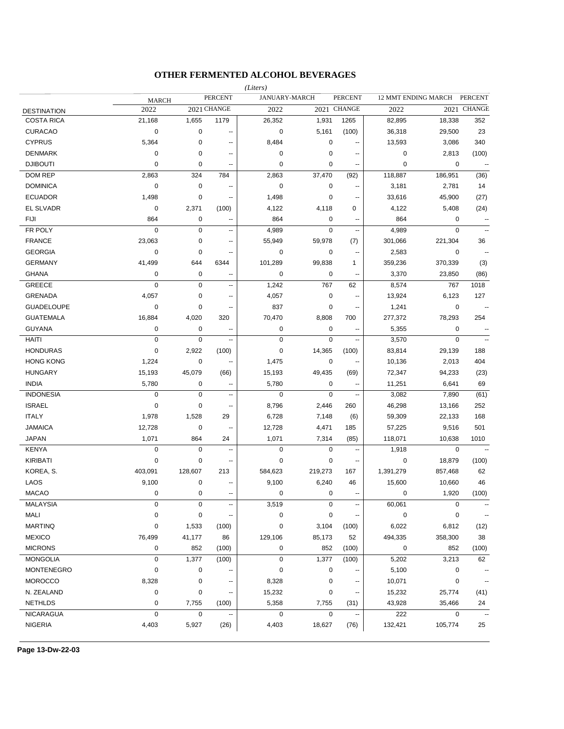## OTHER FERMENTED ALCOHOL BEVERAGES

*(Liters)*

| DESTINATION | MARCH 2022 | MARCH 2021 | PERCENT CHANGE | JANUARY-MARCH 2022 | JANUARY-MARCH 2021 | PERCENT CHANGE | 12 MMT ENDING MARCH 2022 | 12 MMT ENDING MARCH 2021 | PERCENT CHANGE |
|---|---|---|---|---|---|---|---|---|---|
| COSTA RICA | 21,168 | 1,655 | 1179 | 26,352 | 1,931 | 1265 | 82,895 | 18,338 | 352 |
| CURACAO | 0 | 0 | -- | 0 | 5,161 | (100) | 36,318 | 29,500 | 23 |
| CYPRUS | 5,364 | 0 | -- | 8,484 | 0 | -- | 13,593 | 3,086 | 340 |
| DENMARK | 0 | 0 | -- | 0 | 0 | -- | 0 | 2,813 | (100) |
| DJIBOUTI | 0 | 0 | -- | 0 | 0 | -- | 0 | 0 | -- |
| DOM REP | 2,863 | 324 | 784 | 2,863 | 37,470 | (92) | 118,887 | 186,951 | (36) |
| DOMINICA | 0 | 0 | -- | 0 | 0 | -- | 3,181 | 2,781 | 14 |
| ECUADOR | 1,498 | 0 | -- | 1,498 | 0 | -- | 33,616 | 45,900 | (27) |
| EL SLVADR | 0 | 2,371 | (100) | 4,122 | 4,118 | 0 | 4,122 | 5,408 | (24) |
| FIJI | 864 | 0 | -- | 864 | 0 | -- | 864 | 0 | -- |
| FR POLY | 0 | 0 | -- | 4,989 | 0 | -- | 4,989 | 0 | -- |
| FRANCE | 23,063 | 0 | -- | 55,949 | 59,978 | (7) | 301,066 | 221,304 | 36 |
| GEORGIA | 0 | 0 | -- | 0 | 0 | -- | 2,583 | 0 | -- |
| GERMANY | 41,499 | 644 | 6344 | 101,289 | 99,838 | 1 | 359,236 | 370,339 | (3) |
| GHANA | 0 | 0 | -- | 0 | 0 | -- | 3,370 | 23,850 | (86) |
| GREECE | 0 | 0 | -- | 1,242 | 767 | 62 | 8,574 | 767 | 1018 |
| GRENADA | 4,057 | 0 | -- | 4,057 | 0 | -- | 13,924 | 6,123 | 127 |
| GUADELOUPE | 0 | 0 | -- | 837 | 0 | -- | 1,241 | 0 | -- |
| GUATEMALA | 16,884 | 4,020 | 320 | 70,470 | 8,808 | 700 | 277,372 | 78,293 | 254 |
| GUYANA | 0 | 0 | -- | 0 | 0 | -- | 5,355 | 0 | -- |
| HAITI | 0 | 0 | -- | 0 | 0 | -- | 3,570 | 0 | -- |
| HONDURAS | 0 | 2,922 | (100) | 0 | 14,365 | (100) | 83,814 | 29,139 | 188 |
| HONG KONG | 1,224 | 0 | -- | 1,475 | 0 | -- | 10,136 | 2,013 | 404 |
| HUNGARY | 15,193 | 45,079 | (66) | 15,193 | 49,435 | (69) | 72,347 | 94,233 | (23) |
| INDIA | 5,780 | 0 | -- | 5,780 | 0 | -- | 11,251 | 6,641 | 69 |
| INDONESIA | 0 | 0 | -- | 0 | 0 | -- | 3,082 | 7,890 | (61) |
| ISRAEL | 0 | 0 | -- | 8,796 | 2,446 | 260 | 46,298 | 13,166 | 252 |
| ITALY | 1,978 | 1,528 | 29 | 6,728 | 7,148 | (6) | 59,309 | 22,133 | 168 |
| JAMAICA | 12,728 | 0 | -- | 12,728 | 4,471 | 185 | 57,225 | 9,516 | 501 |
| JAPAN | 1,071 | 864 | 24 | 1,071 | 7,314 | (85) | 118,071 | 10,638 | 1010 |
| KENYA | 0 | 0 | -- | 0 | 0 | -- | 1,918 | 0 | -- |
| KIRIBATI | 0 | 0 | -- | 0 | 0 | -- | 0 | 18,879 | (100) |
| KOREA, S. | 403,091 | 128,607 | 213 | 584,623 | 219,273 | 167 | 1,391,279 | 857,468 | 62 |
| LAOS | 9,100 | 0 | -- | 9,100 | 6,240 | 46 | 15,600 | 10,660 | 46 |
| MACAO | 0 | 0 | -- | 0 | 0 | -- | 0 | 1,920 | (100) |
| MALAYSIA | 0 | 0 | -- | 3,519 | 0 | -- | 60,061 | 0 | -- |
| MALI | 0 | 0 | -- | 0 | 0 | -- | 0 | 0 | -- |
| MARTINQ | 0 | 1,533 | (100) | 0 | 3,104 | (100) | 6,022 | 6,812 | (12) |
| MEXICO | 76,499 | 41,177 | 86 | 129,106 | 85,173 | 52 | 494,335 | 358,300 | 38 |
| MICRONS | 0 | 852 | (100) | 0 | 852 | (100) | 0 | 852 | (100) |
| MONGOLIA | 0 | 1,377 | (100) | 0 | 1,377 | (100) | 5,202 | 3,213 | 62 |
| MONTENEGRO | 0 | 0 | -- | 0 | 0 | -- | 5,100 | 0 | -- |
| MOROCCO | 8,328 | 0 | -- | 8,328 | 0 | -- | 10,071 | 0 | -- |
| N. ZEALAND | 0 | 0 | -- | 15,232 | 0 | -- | 15,232 | 25,774 | (41) |
| NETHLDS | 0 | 7,755 | (100) | 5,358 | 7,755 | (31) | 43,928 | 35,466 | 24 |
| NICARAGUA | 0 | 0 | -- | 0 | 0 | -- | 222 | 0 | -- |
| NIGERIA | 4,403 | 5,927 | (26) | 4,403 | 18,627 | (76) | 132,421 | 105,774 | 25 |

Page 13-Dw-22-03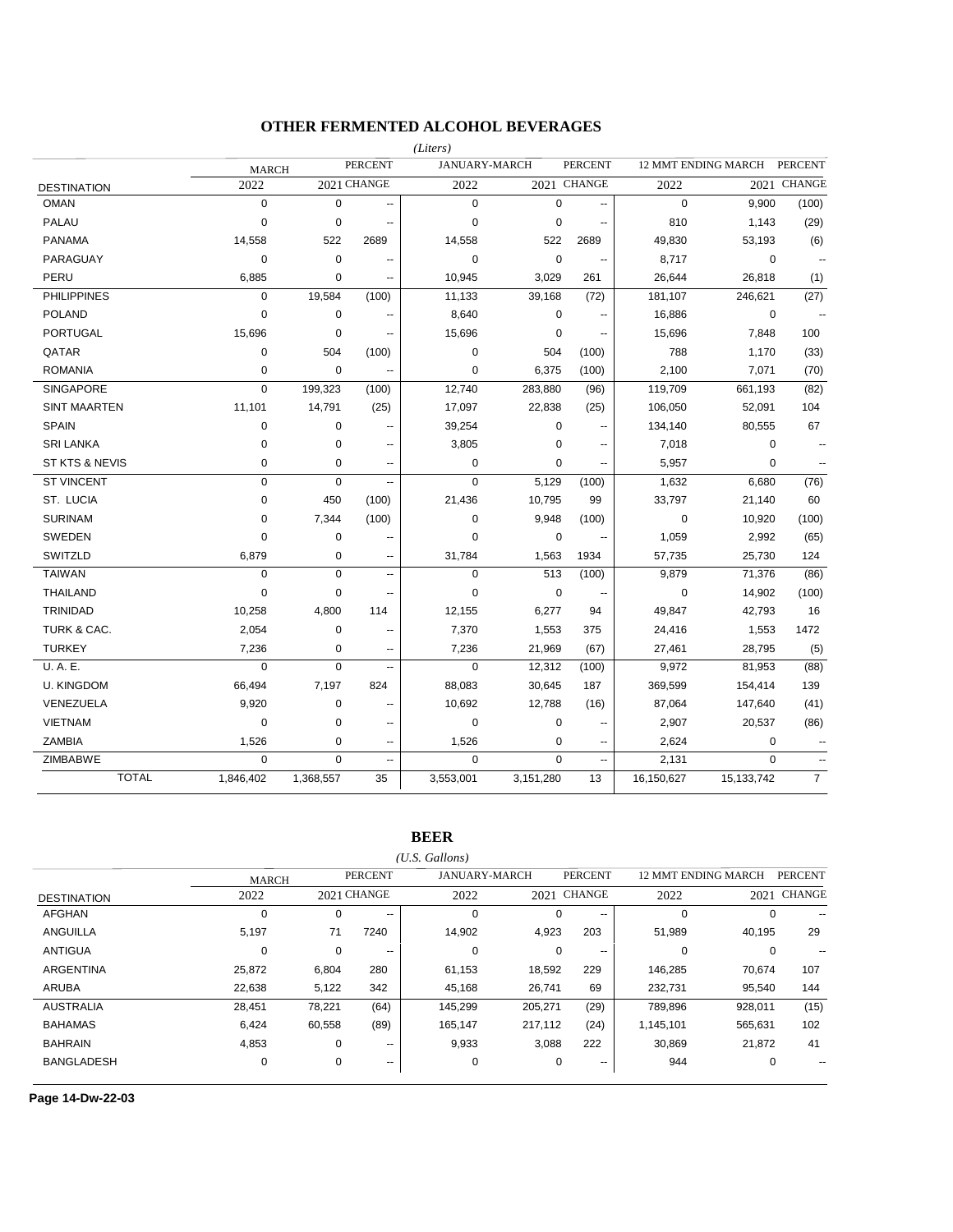## OTHER FERMENTED ALCOHOL BEVERAGES

*(Liters)*

| DESTINATION | MARCH 2022 | MARCH 2021 | PERCENT CHANGE | JANUARY-MARCH 2022 | JANUARY-MARCH 2021 | PERCENT CHANGE | 12 MMT ENDING MARCH 2022 | 12 MMT ENDING MARCH 2021 | PERCENT CHANGE |
|---|---|---|---|---|---|---|---|---|---|
| OMAN | 0 | 0 | -- | 0 | 0 | -- | 0 | 9,900 | (100) |
| PALAU | 0 | 0 | -- | 0 | 0 | -- | 810 | 1,143 | (29) |
| PANAMA | 14,558 | 522 | 2689 | 14,558 | 522 | 2689 | 49,830 | 53,193 | (6) |
| PARAGUAY | 0 | 0 | -- | 0 | 0 | -- | 8,717 | 0 | -- |
| PERU | 6,885 | 0 | -- | 10,945 | 3,029 | 261 | 26,644 | 26,818 | (1) |
| PHILIPPINES | 0 | 19,584 | (100) | 11,133 | 39,168 | (72) | 181,107 | 246,621 | (27) |
| POLAND | 0 | 0 | -- | 8,640 | 0 | -- | 16,886 | 0 | -- |
| PORTUGAL | 15,696 | 0 | -- | 15,696 | 0 | -- | 15,696 | 7,848 | 100 |
| QATAR | 0 | 504 | (100) | 0 | 504 | (100) | 788 | 1,170 | (33) |
| ROMANIA | 0 | 0 | -- | 0 | 6,375 | (100) | 2,100 | 7,071 | (70) |
| SINGAPORE | 0 | 199,323 | (100) | 12,740 | 283,880 | (96) | 119,709 | 661,193 | (82) |
| SINT MAARTEN | 11,101 | 14,791 | (25) | 17,097 | 22,838 | (25) | 106,050 | 52,091 | 104 |
| SPAIN | 0 | 0 | -- | 39,254 | 0 | -- | 134,140 | 80,555 | 67 |
| SRI LANKA | 0 | 0 | -- | 3,805 | 0 | -- | 7,018 | 0 | -- |
| ST KTS & NEVIS | 0 | 0 | -- | 0 | 0 | -- | 5,957 | 0 | -- |
| ST VINCENT | 0 | 0 | -- | 0 | 5,129 | (100) | 1,632 | 6,680 | (76) |
| ST. LUCIA | 0 | 450 | (100) | 21,436 | 10,795 | 99 | 33,797 | 21,140 | 60 |
| SURINAM | 0 | 7,344 | (100) | 0 | 9,948 | (100) | 0 | 10,920 | (100) |
| SWEDEN | 0 | 0 | -- | 0 | 0 | -- | 1,059 | 2,992 | (65) |
| SWITZLD | 6,879 | 0 | -- | 31,784 | 1,563 | 1934 | 57,735 | 25,730 | 124 |
| TAIWAN | 0 | 0 | -- | 0 | 513 | (100) | 9,879 | 71,376 | (86) |
| THAILAND | 0 | 0 | -- | 0 | 0 | -- | 0 | 14,902 | (100) |
| TRINIDAD | 10,258 | 4,800 | 114 | 12,155 | 6,277 | 94 | 49,847 | 42,793 | 16 |
| TURK & CAC. | 2,054 | 0 | -- | 7,370 | 1,553 | 375 | 24,416 | 1,553 | 1472 |
| TURKEY | 7,236 | 0 | -- | 7,236 | 21,969 | (67) | 27,461 | 28,795 | (5) |
| U. A. E. | 0 | 0 | -- | 0 | 12,312 | (100) | 9,972 | 81,953 | (88) |
| U. KINGDOM | 66,494 | 7,197 | 824 | 88,083 | 30,645 | 187 | 369,599 | 154,414 | 139 |
| VENEZUELA | 9,920 | 0 | -- | 10,692 | 12,788 | (16) | 87,064 | 147,640 | (41) |
| VIETNAM | 0 | 0 | -- | 0 | 0 | -- | 2,907 | 20,537 | (86) |
| ZAMBIA | 1,526 | 0 | -- | 1,526 | 0 | -- | 2,624 | 0 | -- |
| ZIMBABWE | 0 | 0 | -- | 0 | 0 | -- | 2,131 | 0 | -- |
| TOTAL | 1,846,402 | 1,368,557 | 35 | 3,553,001 | 3,151,280 | 13 | 16,150,627 | 15,133,742 | 7 |

## BEER

*(U.S. Gallons)*

| DESTINATION | MARCH 2022 | MARCH 2021 | PERCENT CHANGE | JANUARY-MARCH 2022 | JANUARY-MARCH 2021 | PERCENT CHANGE | 12 MMT ENDING MARCH 2022 | 12 MMT ENDING MARCH 2021 | PERCENT CHANGE |
|---|---|---|---|---|---|---|---|---|---|
| AFGHAN | 0 | 0 | -- | 0 | 0 | -- | 0 | 0 | -- |
| ANGUILLA | 5,197 | 71 | 7240 | 14,902 | 4,923 | 203 | 51,989 | 40,195 | 29 |
| ANTIGUA | 0 | 0 | -- | 0 | 0 | -- | 0 | 0 | -- |
| ARGENTINA | 25,872 | 6,804 | 280 | 61,153 | 18,592 | 229 | 146,285 | 70,674 | 107 |
| ARUBA | 22,638 | 5,122 | 342 | 45,168 | 26,741 | 69 | 232,731 | 95,540 | 144 |
| AUSTRALIA | 28,451 | 78,221 | (64) | 145,299 | 205,271 | (29) | 789,896 | 928,011 | (15) |
| BAHAMAS | 6,424 | 60,558 | (89) | 165,147 | 217,112 | (24) | 1,145,101 | 565,631 | 102 |
| BAHRAIN | 4,853 | 0 | -- | 9,933 | 3,088 | 222 | 30,869 | 21,872 | 41 |
| BANGLADESH | 0 | 0 | -- | 0 | 0 | -- | 944 | 0 | -- |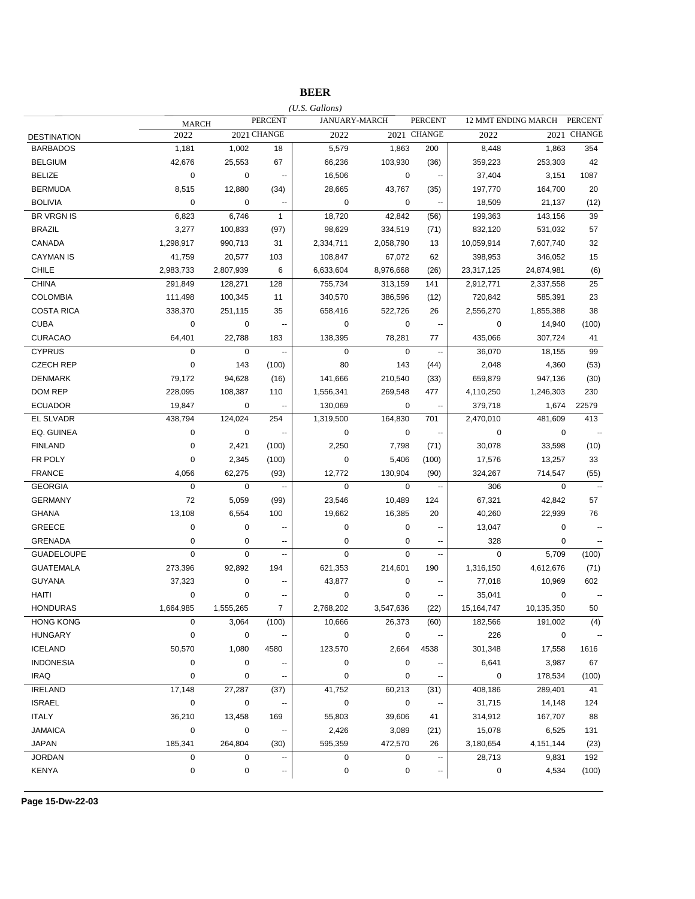# BEER

*(U.S. Gallons)*

| DESTINATION | MARCH 2022 | MARCH 2021 | PERCENT CHANGE | JANUARY-MARCH 2022 | JANUARY-MARCH 2021 | PERCENT CHANGE | 12 MMT ENDING MARCH 2022 | 12 MMT ENDING MARCH 2021 | PERCENT CHANGE |
|---|---|---|---|---|---|---|---|---|---|
| BARBADOS | 1,181 | 1,002 | 18 | 5,579 | 1,863 | 200 | 8,448 | 1,863 | 354 |
| BELGIUM | 42,676 | 25,553 | 67 | 66,236 | 103,930 | (36) | 359,223 | 253,303 | 42 |
| BELIZE | 0 | 0 | -- | 16,506 | 0 | -- | 37,404 | 3,151 | 1087 |
| BERMUDA | 8,515 | 12,880 | (34) | 28,665 | 43,767 | (35) | 197,770 | 164,700 | 20 |
| BOLIVIA | 0 | 0 | -- | 0 | 0 | -- | 18,509 | 21,137 | (12) |
| BR VRGN IS | 6,823 | 6,746 | 1 | 18,720 | 42,842 | (56) | 199,363 | 143,156 | 39 |
| BRAZIL | 3,277 | 100,833 | (97) | 98,629 | 334,519 | (71) | 832,120 | 531,032 | 57 |
| CANADA | 1,298,917 | 990,713 | 31 | 2,334,711 | 2,058,790 | 13 | 10,059,914 | 7,607,740 | 32 |
| CAYMAN IS | 41,759 | 20,577 | 103 | 108,847 | 67,072 | 62 | 398,953 | 346,052 | 15 |
| CHILE | 2,983,733 | 2,807,939 | 6 | 6,633,604 | 8,976,668 | (26) | 23,317,125 | 24,874,981 | (6) |
| CHINA | 291,849 | 128,271 | 128 | 755,734 | 313,159 | 141 | 2,912,771 | 2,337,558 | 25 |
| COLOMBIA | 111,498 | 100,345 | 11 | 340,570 | 386,596 | (12) | 720,842 | 585,391 | 23 |
| COSTA RICA | 338,370 | 251,115 | 35 | 658,416 | 522,726 | 26 | 2,556,270 | 1,855,388 | 38 |
| CUBA | 0 | 0 | -- | 0 | 0 | -- | 0 | 14,940 | (100) |
| CURACAO | 64,401 | 22,788 | 183 | 138,395 | 78,281 | 77 | 435,066 | 307,724 | 41 |
| CYPRUS | 0 | 0 | -- | 0 | 0 | -- | 36,070 | 18,155 | 99 |
| CZECH REP | 0 | 143 | (100) | 80 | 143 | (44) | 2,048 | 4,360 | (53) |
| DENMARK | 79,172 | 94,628 | (16) | 141,666 | 210,540 | (33) | 659,879 | 947,136 | (30) |
| DOM REP | 228,095 | 108,387 | 110 | 1,556,341 | 269,548 | 477 | 4,110,250 | 1,246,303 | 230 |
| ECUADOR | 19,847 | 0 | -- | 130,069 | 0 | -- | 379,718 | 1,674 | 22579 |
| EL SLVADR | 438,794 | 124,024 | 254 | 1,319,500 | 164,830 | 701 | 2,470,010 | 481,609 | 413 |
| EQ. GUINEA | 0 | 0 | -- | 0 | 0 | -- | 0 | 0 | -- |
| FINLAND | 0 | 2,421 | (100) | 2,250 | 7,798 | (71) | 30,078 | 33,598 | (10) |
| FR POLY | 0 | 2,345 | (100) | 0 | 5,406 | (100) | 17,576 | 13,257 | 33 |
| FRANCE | 4,056 | 62,275 | (93) | 12,772 | 130,904 | (90) | 324,267 | 714,547 | (55) |
| GEORGIA | 0 | 0 | -- | 0 | 0 | -- | 306 | 0 | -- |
| GERMANY | 72 | 5,059 | (99) | 23,546 | 10,489 | 124 | 67,321 | 42,842 | 57 |
| GHANA | 13,108 | 6,554 | 100 | 19,662 | 16,385 | 20 | 40,260 | 22,939 | 76 |
| GREECE | 0 | 0 | -- | 0 | 0 | -- | 13,047 | 0 | -- |
| GRENADA | 0 | 0 | -- | 0 | 0 | -- | 328 | 0 | -- |
| GUADELOUPE | 0 | 0 | -- | 0 | 0 | -- | 0 | 5,709 | (100) |
| GUATEMALA | 273,396 | 92,892 | 194 | 621,353 | 214,601 | 190 | 1,316,150 | 4,612,676 | (71) |
| GUYANA | 37,323 | 0 | -- | 43,877 | 0 | -- | 77,018 | 10,969 | 602 |
| HAITI | 0 | 0 | -- | 0 | 0 | -- | 35,041 | 0 | -- |
| HONDURAS | 1,664,985 | 1,555,265 | 7 | 2,768,202 | 3,547,636 | (22) | 15,164,747 | 10,135,350 | 50 |
| HONG KONG | 0 | 3,064 | (100) | 10,666 | 26,373 | (60) | 182,566 | 191,002 | (4) |
| HUNGARY | 0 | 0 | -- | 0 | 0 | -- | 226 | 0 | -- |
| ICELAND | 50,570 | 1,080 | 4580 | 123,570 | 2,664 | 4538 | 301,348 | 17,558 | 1616 |
| INDONESIA | 0 | 0 | -- | 0 | 0 | -- | 6,641 | 3,987 | 67 |
| IRAQ | 0 | 0 | -- | 0 | 0 | -- | 0 | 178,534 | (100) |
| IRELAND | 17,148 | 27,287 | (37) | 41,752 | 60,213 | (31) | 408,186 | 289,401 | 41 |
| ISRAEL | 0 | 0 | -- | 0 | 0 | -- | 31,715 | 14,148 | 124 |
| ITALY | 36,210 | 13,458 | 169 | 55,803 | 39,606 | 41 | 314,912 | 167,707 | 88 |
| JAMAICA | 0 | 0 | -- | 2,426 | 3,089 | (21) | 15,078 | 6,525 | 131 |
| JAPAN | 185,341 | 264,804 | (30) | 595,359 | 472,570 | 26 | 3,180,654 | 4,151,144 | (23) |
| JORDAN | 0 | 0 | -- | 0 | 0 | -- | 28,713 | 9,831 | 192 |
| KENYA | 0 | 0 | -- | 0 | 0 | -- | 0 | 4,534 | (100) |

**Page 15-Dw-22-03**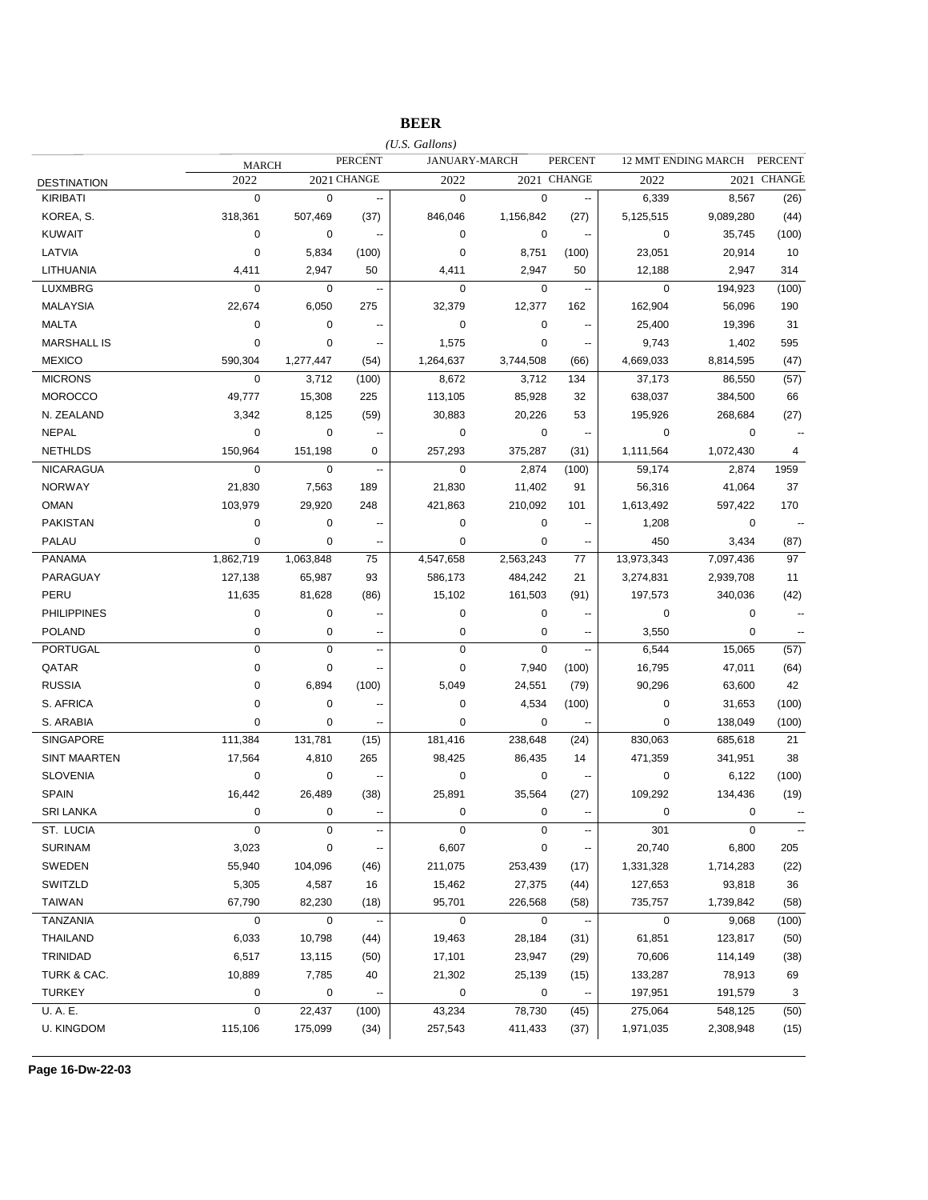# BEER

*(U.S. Gallons)*

| DESTINATION | MARCH 2022 | MARCH 2021 | PERCENT CHANGE | JANUARY-MARCH 2022 | JANUARY-MARCH 2021 | PERCENT CHANGE | 12 MMT ENDING MARCH 2022 | 12 MMT ENDING MARCH 2021 | PERCENT CHANGE |
|---|---|---|---|---|---|---|---|---|---|
| KIRIBATI | 0 | 0 | -- | 0 | 0 | -- | 6,339 | 8,567 | (26) |
| KOREA, S. | 318,361 | 507,469 | (37) | 846,046 | 1,156,842 | (27) | 5,125,515 | 9,089,280 | (44) |
| KUWAIT | 0 | 0 | -- | 0 | 0 | -- | 0 | 35,745 | (100) |
| LATVIA | 0 | 5,834 | (100) | 0 | 8,751 | (100) | 23,051 | 20,914 | 10 |
| LITHUANIA | 4,411 | 2,947 | 50 | 4,411 | 2,947 | 50 | 12,188 | 2,947 | 314 |
| LUXMBRG | 0 | 0 | -- | 0 | 0 | -- | 0 | 194,923 | (100) |
| MALAYSIA | 22,674 | 6,050 | 275 | 32,379 | 12,377 | 162 | 162,904 | 56,096 | 190 |
| MALTA | 0 | 0 | -- | 0 | 0 | -- | 25,400 | 19,396 | 31 |
| MARSHALL IS | 0 | 0 | -- | 1,575 | 0 | -- | 9,743 | 1,402 | 595 |
| MEXICO | 590,304 | 1,277,447 | (54) | 1,264,637 | 3,744,508 | (66) | 4,669,033 | 8,814,595 | (47) |
| MICRONS | 0 | 3,712 | (100) | 8,672 | 3,712 | 134 | 37,173 | 86,550 | (57) |
| MOROCCO | 49,777 | 15,308 | 225 | 113,105 | 85,928 | 32 | 638,037 | 384,500 | 66 |
| N. ZEALAND | 3,342 | 8,125 | (59) | 30,883 | 20,226 | 53 | 195,926 | 268,684 | (27) |
| NEPAL | 0 | 0 | -- | 0 | 0 | -- | 0 | 0 | -- |
| NETHLDS | 150,964 | 151,198 | 0 | 257,293 | 375,287 | (31) | 1,111,564 | 1,072,430 | 4 |
| NICARAGUA | 0 | 0 | -- | 0 | 2,874 | (100) | 59,174 | 2,874 | 1959 |
| NORWAY | 21,830 | 7,563 | 189 | 21,830 | 11,402 | 91 | 56,316 | 41,064 | 37 |
| OMAN | 103,979 | 29,920 | 248 | 421,863 | 210,092 | 101 | 1,613,492 | 597,422 | 170 |
| PAKISTAN | 0 | 0 | -- | 0 | 0 | -- | 1,208 | 0 | -- |
| PALAU | 0 | 0 | -- | 0 | 0 | -- | 450 | 3,434 | (87) |
| PANAMA | 1,862,719 | 1,063,848 | 75 | 4,547,658 | 2,563,243 | 77 | 13,973,343 | 7,097,436 | 97 |
| PARAGUAY | 127,138 | 65,987 | 93 | 586,173 | 484,242 | 21 | 3,274,831 | 2,939,708 | 11 |
| PERU | 11,635 | 81,628 | (86) | 15,102 | 161,503 | (91) | 197,573 | 340,036 | (42) |
| PHILIPPINES | 0 | 0 | -- | 0 | 0 | -- | 0 | 0 | -- |
| POLAND | 0 | 0 | -- | 0 | 0 | -- | 3,550 | 0 | -- |
| PORTUGAL | 0 | 0 | -- | 0 | 0 | -- | 6,544 | 15,065 | (57) |
| QATAR | 0 | 0 | -- | 0 | 7,940 | (100) | 16,795 | 47,011 | (64) |
| RUSSIA | 0 | 6,894 | (100) | 5,049 | 24,551 | (79) | 90,296 | 63,600 | 42 |
| S. AFRICA | 0 | 0 | -- | 0 | 4,534 | (100) | 0 | 31,653 | (100) |
| S. ARABIA | 0 | 0 | -- | 0 | 0 | -- | 0 | 138,049 | (100) |
| SINGAPORE | 111,384 | 131,781 | (15) | 181,416 | 238,648 | (24) | 830,063 | 685,618 | 21 |
| SINT MAARTEN | 17,564 | 4,810 | 265 | 98,425 | 86,435 | 14 | 471,359 | 341,951 | 38 |
| SLOVENIA | 0 | 0 | -- | 0 | 0 | -- | 0 | 6,122 | (100) |
| SPAIN | 16,442 | 26,489 | (38) | 25,891 | 35,564 | (27) | 109,292 | 134,436 | (19) |
| SRI LANKA | 0 | 0 | -- | 0 | 0 | -- | 0 | 0 | -- |
| ST. LUCIA | 0 | 0 | -- | 0 | 0 | -- | 301 | 0 | -- |
| SURINAM | 3,023 | 0 | -- | 6,607 | 0 | -- | 20,740 | 6,800 | 205 |
| SWEDEN | 55,940 | 104,096 | (46) | 211,075 | 253,439 | (17) | 1,331,328 | 1,714,283 | (22) |
| SWITZLD | 5,305 | 4,587 | 16 | 15,462 | 27,375 | (44) | 127,653 | 93,818 | 36 |
| TAIWAN | 67,790 | 82,230 | (18) | 95,701 | 226,568 | (58) | 735,757 | 1,739,842 | (58) |
| TANZANIA | 0 | 0 | -- | 0 | 0 | -- | 0 | 9,068 | (100) |
| THAILAND | 6,033 | 10,798 | (44) | 19,463 | 28,184 | (31) | 61,851 | 123,817 | (50) |
| TRINIDAD | 6,517 | 13,115 | (50) | 17,101 | 23,947 | (29) | 70,606 | 114,149 | (38) |
| TURK & CAC. | 10,889 | 7,785 | 40 | 21,302 | 25,139 | (15) | 133,287 | 78,913 | 69 |
| TURKEY | 0 | 0 | -- | 0 | 0 | -- | 197,951 | 191,579 | 3 |
| U. A. E. | 0 | 22,437 | (100) | 43,234 | 78,730 | (45) | 275,064 | 548,125 | (50) |
| U. KINGDOM | 115,106 | 175,099 | (34) | 257,543 | 411,433 | (37) | 1,971,035 | 2,308,948 | (15) |

Page 16-Dw-22-03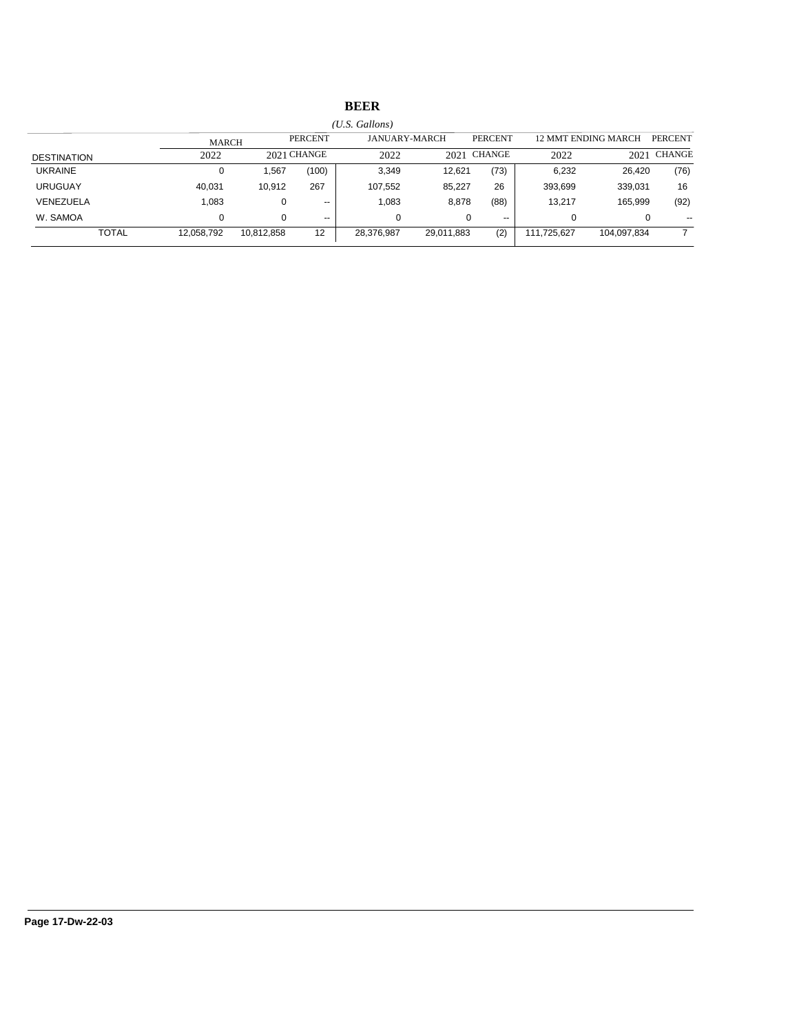# BEER

*(U.S. Gallons)*

| DESTINATION | MARCH 2022 | MARCH 2021 | PERCENT CHANGE | JANUARY-MARCH 2022 | JANUARY-MARCH 2021 | PERCENT CHANGE | 12 MMT ENDING MARCH 2022 | 12 MMT ENDING MARCH 2021 | PERCENT CHANGE |
|---|---|---|---|---|---|---|---|---|---|
| UKRAINE | 0 | 1,567 | (100) | 3,349 | 12,621 | (73) | 6,232 | 26,420 | (76) |
| URUGUAY | 40,031 | 10,912 | 267 | 107,552 | 85,227 | 26 | 393,699 | 339,031 | 16 |
| VENEZUELA | 1,083 | 0 | -- | 1,083 | 8,878 | (88) | 13,217 | 165,999 | (92) |
| W. SAMOA | 0 | 0 | -- | 0 | 0 | -- | 0 | 0 | -- |
| TOTAL | 12,058,792 | 10,812,858 | 12 | 28,376,987 | 29,011,883 | (2) | 111,725,627 | 104,097,834 | 7 |